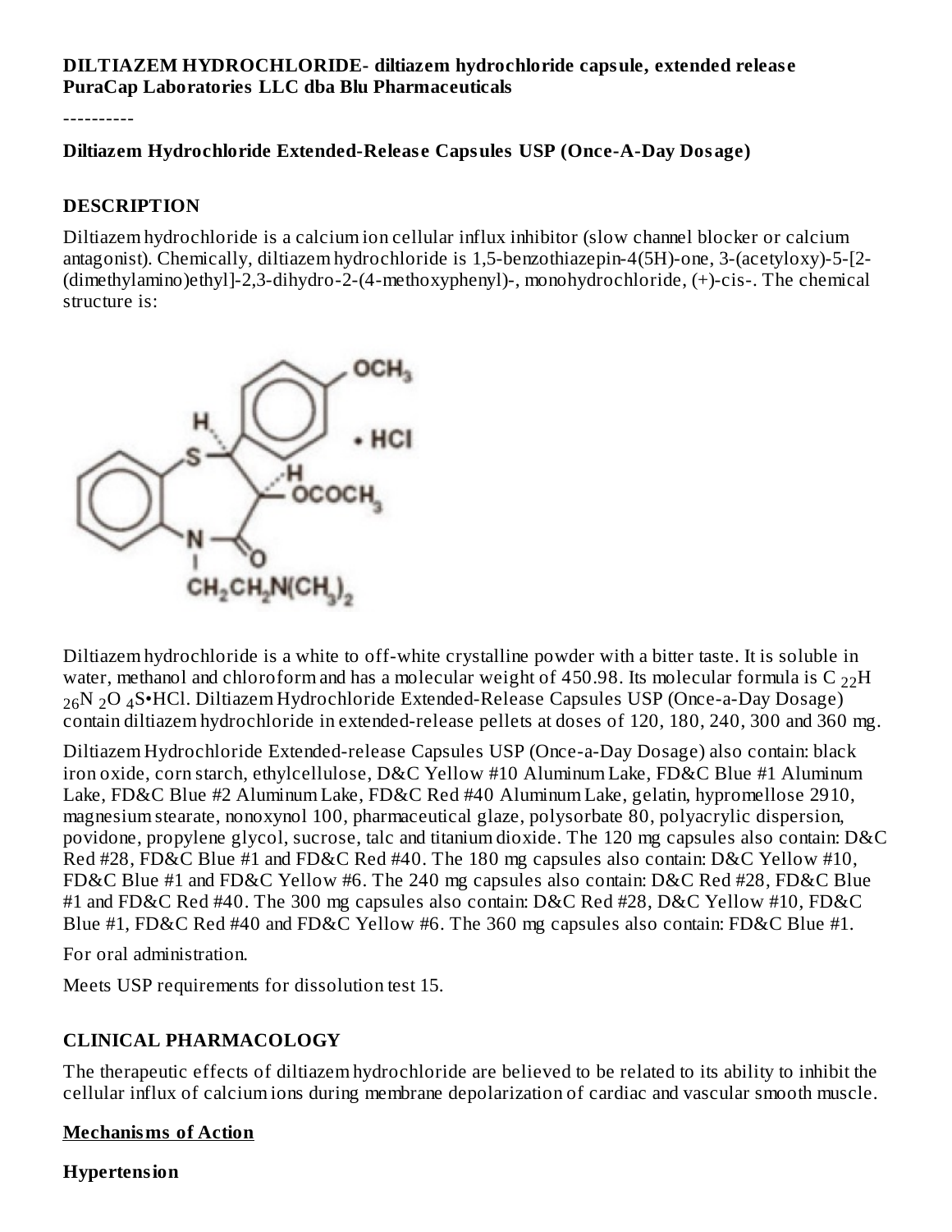**DILTIAZEM HYDROCHLORIDE- diltiazem hydrochloride capsule, extended release**
**PuraCap Laboratories LLC dba Blu Pharmaceuticals**

----------

**Diltiazem Hydrochloride Extended-Release Capsules USP (Once-A-Day Dosage)**

## DESCRIPTION

Diltiazem hydrochloride is a calcium ion cellular influx inhibitor (slow channel blocker or calcium antagonist). Chemically, diltiazem hydrochloride is 1,5-benzothiazepin-4(5H)-one, 3-(acetyloxy)-5-[2-(dimethylamino)ethyl]-2,3-dihydro-2-(4-methoxyphenyl)-, monohydrochloride, (+)-cis-. The chemical structure is:

Diltiazem hydrochloride is a white to off-white crystalline powder with a bitter taste. It is soluble in water, methanol and chloroform and has a molecular weight of 450.98. Its molecular formula is $C_{22}H_{26}N_2O_4S$•HCl. Diltiazem Hydrochloride Extended-Release Capsules USP (Once-a-Day Dosage) contain diltiazem hydrochloride in extended-release pellets at doses of 120, 180, 240, 300 and 360 mg.

Diltiazem Hydrochloride Extended-release Capsules USP (Once-a-Day Dosage) also contain: black iron oxide, corn starch, ethylcellulose, D&C Yellow #10 Aluminum Lake, FD&C Blue #1 Aluminum Lake, FD&C Blue #2 Aluminum Lake, FD&C Red #40 Aluminum Lake, gelatin, hypromellose 2910, magnesium stearate, nonoxynol 100, pharmaceutical glaze, polysorbate 80, polyacrylic dispersion, povidone, propylene glycol, sucrose, talc and titanium dioxide. The 120 mg capsules also contain: D&C Red #28, FD&C Blue #1 and FD&C Red #40. The 180 mg capsules also contain: D&C Yellow #10, FD&C Blue #1 and FD&C Yellow #6. The 240 mg capsules also contain: D&C Red #28, FD&C Blue #1 and FD&C Red #40. The 300 mg capsules also contain: D&C Red #28, D&C Yellow #10, FD&C Blue #1, FD&C Red #40 and FD&C Yellow #6. The 360 mg capsules also contain: FD&C Blue #1.

For oral administration.

Meets USP requirements for dissolution test 15.

## CLINICAL PHARMACOLOGY

The therapeutic effects of diltiazem hydrochloride are believed to be related to its ability to inhibit the cellular influx of calcium ions during membrane depolarization of cardiac and vascular smooth muscle.

### Mechanisms of Action

**Hypertension**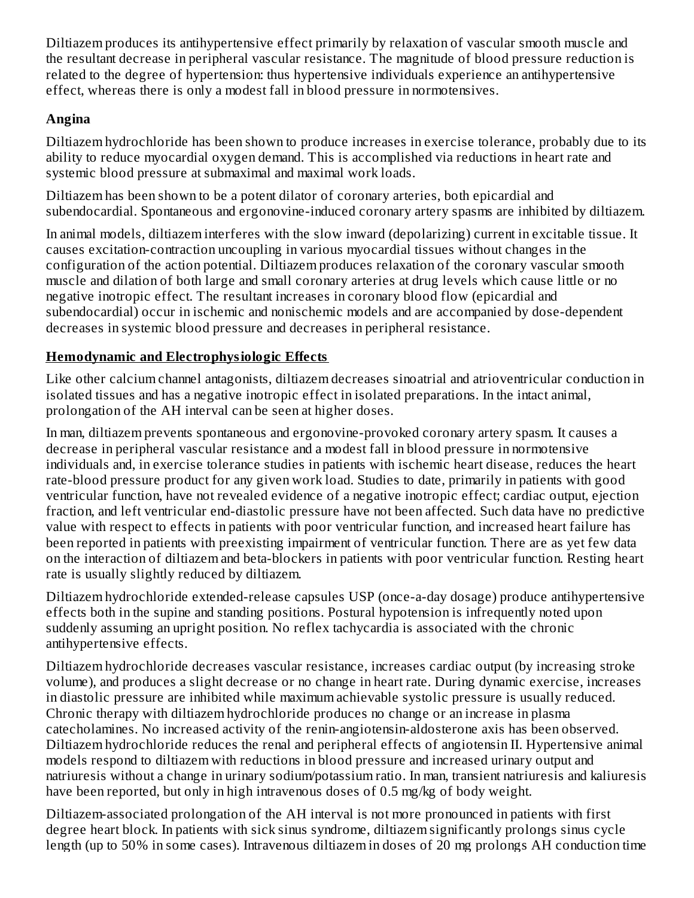Diltiazem produces its antihypertensive effect primarily by relaxation of vascular smooth muscle and the resultant decrease in peripheral vascular resistance. The magnitude of blood pressure reduction is related to the degree of hypertension: thus hypertensive individuals experience an antihypertensive effect, whereas there is only a modest fall in blood pressure in normotensives.

**Angina**

Diltiazem hydrochloride has been shown to produce increases in exercise tolerance, probably due to its ability to reduce myocardial oxygen demand. This is accomplished via reductions in heart rate and systemic blood pressure at submaximal and maximal work loads.

Diltiazem has been shown to be a potent dilator of coronary arteries, both epicardial and subendocardial. Spontaneous and ergonovine-induced coronary artery spasms are inhibited by diltiazem.

In animal models, diltiazem interferes with the slow inward (depolarizing) current in excitable tissue. It causes excitation-contraction uncoupling in various myocardial tissues without changes in the configuration of the action potential. Diltiazem produces relaxation of the coronary vascular smooth muscle and dilation of both large and small coronary arteries at drug levels which cause little or no negative inotropic effect. The resultant increases in coronary blood flow (epicardial and subendocardial) occur in ischemic and nonischemic models and are accompanied by dose-dependent decreases in systemic blood pressure and decreases in peripheral resistance.

**Hemodynamic and Electrophysiologic Effects**

Like other calcium channel antagonists, diltiazem decreases sinoatrial and atrioventricular conduction in isolated tissues and has a negative inotropic effect in isolated preparations. In the intact animal, prolongation of the AH interval can be seen at higher doses.

In man, diltiazem prevents spontaneous and ergonovine-provoked coronary artery spasm. It causes a decrease in peripheral vascular resistance and a modest fall in blood pressure in normotensive individuals and, in exercise tolerance studies in patients with ischemic heart disease, reduces the heart rate-blood pressure product for any given work load. Studies to date, primarily in patients with good ventricular function, have not revealed evidence of a negative inotropic effect; cardiac output, ejection fraction, and left ventricular end-diastolic pressure have not been affected. Such data have no predictive value with respect to effects in patients with poor ventricular function, and increased heart failure has been reported in patients with preexisting impairment of ventricular function. There are as yet few data on the interaction of diltiazem and beta-blockers in patients with poor ventricular function. Resting heart rate is usually slightly reduced by diltiazem.

Diltiazem hydrochloride extended-release capsules USP (once-a-day dosage) produce antihypertensive effects both in the supine and standing positions. Postural hypotension is infrequently noted upon suddenly assuming an upright position. No reflex tachycardia is associated with the chronic antihypertensive effects.

Diltiazem hydrochloride decreases vascular resistance, increases cardiac output (by increasing stroke volume), and produces a slight decrease or no change in heart rate. During dynamic exercise, increases in diastolic pressure are inhibited while maximum achievable systolic pressure is usually reduced. Chronic therapy with diltiazem hydrochloride produces no change or an increase in plasma catecholamines. No increased activity of the renin-angiotensin-aldosterone axis has been observed. Diltiazem hydrochloride reduces the renal and peripheral effects of angiotensin II. Hypertensive animal models respond to diltiazem with reductions in blood pressure and increased urinary output and natriuresis without a change in urinary sodium/potassium ratio. In man, transient natriuresis and kaliuresis have been reported, but only in high intravenous doses of 0.5 mg/kg of body weight.

Diltiazem-associated prolongation of the AH interval is not more pronounced in patients with first degree heart block. In patients with sick sinus syndrome, diltiazem significantly prolongs sinus cycle length (up to 50% in some cases). Intravenous diltiazem in doses of 20 mg prolongs AH conduction time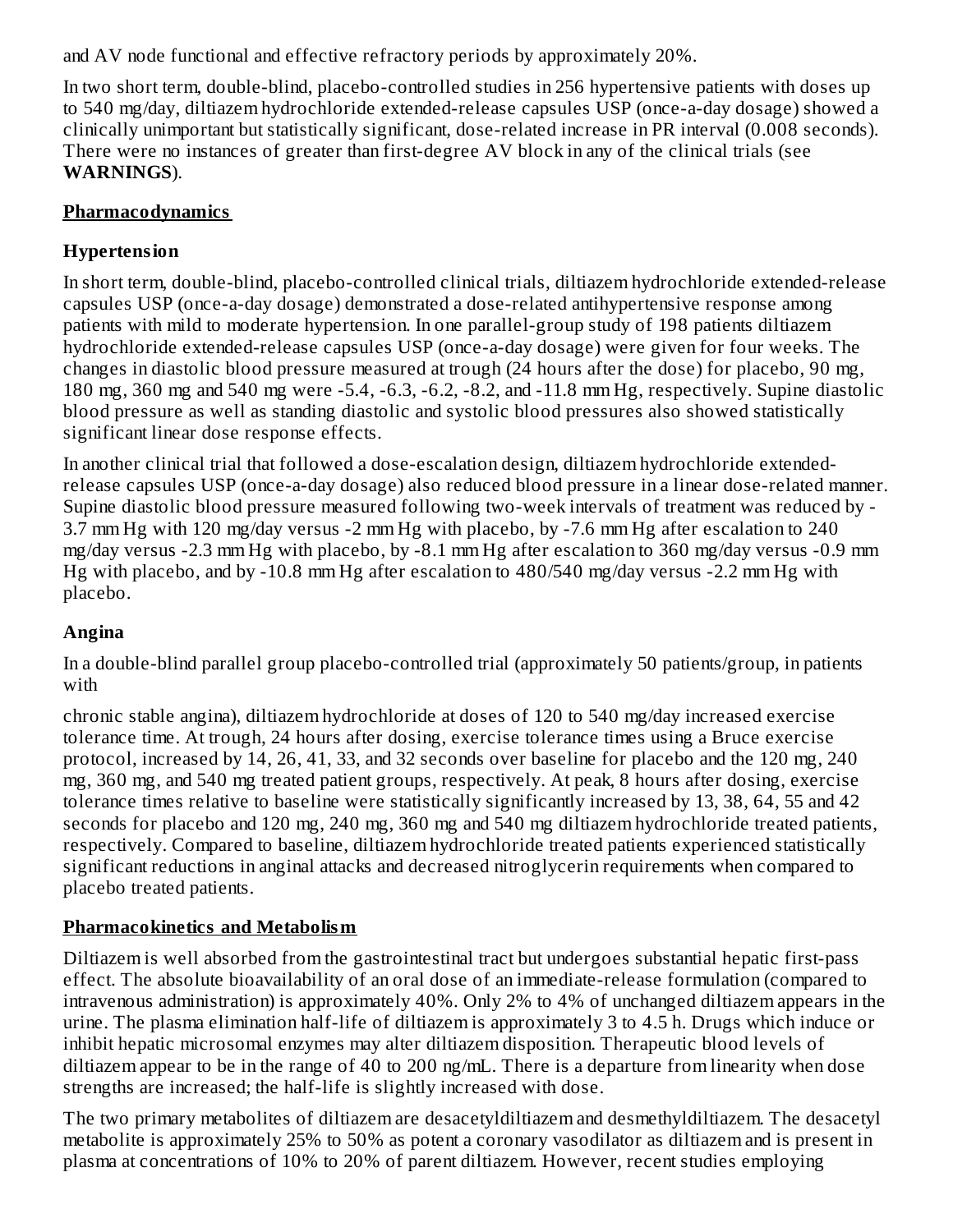and AV node functional and effective refractory periods by approximately 20%.

In two short term, double-blind, placebo-controlled studies in 256 hypertensive patients with doses up to 540 mg/day, diltiazem hydrochloride extended-release capsules USP (once-a-day dosage) showed a clinically unimportant but statistically significant, dose-related increase in PR interval (0.008 seconds). There were no instances of greater than first-degree AV block in any of the clinical trials (see **WARNINGS**).

## Pharmacodynamics

### Hypertension

In short term, double-blind, placebo-controlled clinical trials, diltiazem hydrochloride extended-release capsules USP (once-a-day dosage) demonstrated a dose-related antihypertensive response among patients with mild to moderate hypertension. In one parallel-group study of 198 patients diltiazem hydrochloride extended-release capsules USP (once-a-day dosage) were given for four weeks. The changes in diastolic blood pressure measured at trough (24 hours after the dose) for placebo, 90 mg, 180 mg, 360 mg and 540 mg were -5.4, -6.3, -6.2, -8.2, and -11.8 mm Hg, respectively. Supine diastolic blood pressure as well as standing diastolic and systolic blood pressures also showed statistically significant linear dose response effects.

In another clinical trial that followed a dose-escalation design, diltiazem hydrochloride extended-release capsules USP (once-a-day dosage) also reduced blood pressure in a linear dose-related manner. Supine diastolic blood pressure measured following two-week intervals of treatment was reduced by -3.7 mm Hg with 120 mg/day versus -2 mm Hg with placebo, by -7.6 mm Hg after escalation to 240 mg/day versus -2.3 mm Hg with placebo, by -8.1 mm Hg after escalation to 360 mg/day versus -0.9 mm Hg with placebo, and by -10.8 mm Hg after escalation to 480/540 mg/day versus -2.2 mm Hg with placebo.

### Angina

In a double-blind parallel group placebo-controlled trial (approximately 50 patients/group, in patients with

chronic stable angina), diltiazem hydrochloride at doses of 120 to 540 mg/day increased exercise tolerance time. At trough, 24 hours after dosing, exercise tolerance times using a Bruce exercise protocol, increased by 14, 26, 41, 33, and 32 seconds over baseline for placebo and the 120 mg, 240 mg, 360 mg, and 540 mg treated patient groups, respectively. At peak, 8 hours after dosing, exercise tolerance times relative to baseline were statistically significantly increased by 13, 38, 64, 55 and 42 seconds for placebo and 120 mg, 240 mg, 360 mg and 540 mg diltiazem hydrochloride treated patients, respectively. Compared to baseline, diltiazem hydrochloride treated patients experienced statistically significant reductions in anginal attacks and decreased nitroglycerin requirements when compared to placebo treated patients.

## Pharmacokinetics and Metabolism

Diltiazem is well absorbed from the gastrointestinal tract but undergoes substantial hepatic first-pass effect. The absolute bioavailability of an oral dose of an immediate-release formulation (compared to intravenous administration) is approximately 40%. Only 2% to 4% of unchanged diltiazem appears in the urine. The plasma elimination half-life of diltiazem is approximately 3 to 4.5 h. Drugs which induce or inhibit hepatic microsomal enzymes may alter diltiazem disposition. Therapeutic blood levels of diltiazem appear to be in the range of 40 to 200 ng/mL. There is a departure from linearity when dose strengths are increased; the half-life is slightly increased with dose.

The two primary metabolites of diltiazem are desacetyldiltiazem and desmethyldiltiazem. The desacetyl metabolite is approximately 25% to 50% as potent a coronary vasodilator as diltiazem and is present in plasma at concentrations of 10% to 20% of parent diltiazem. However, recent studies employing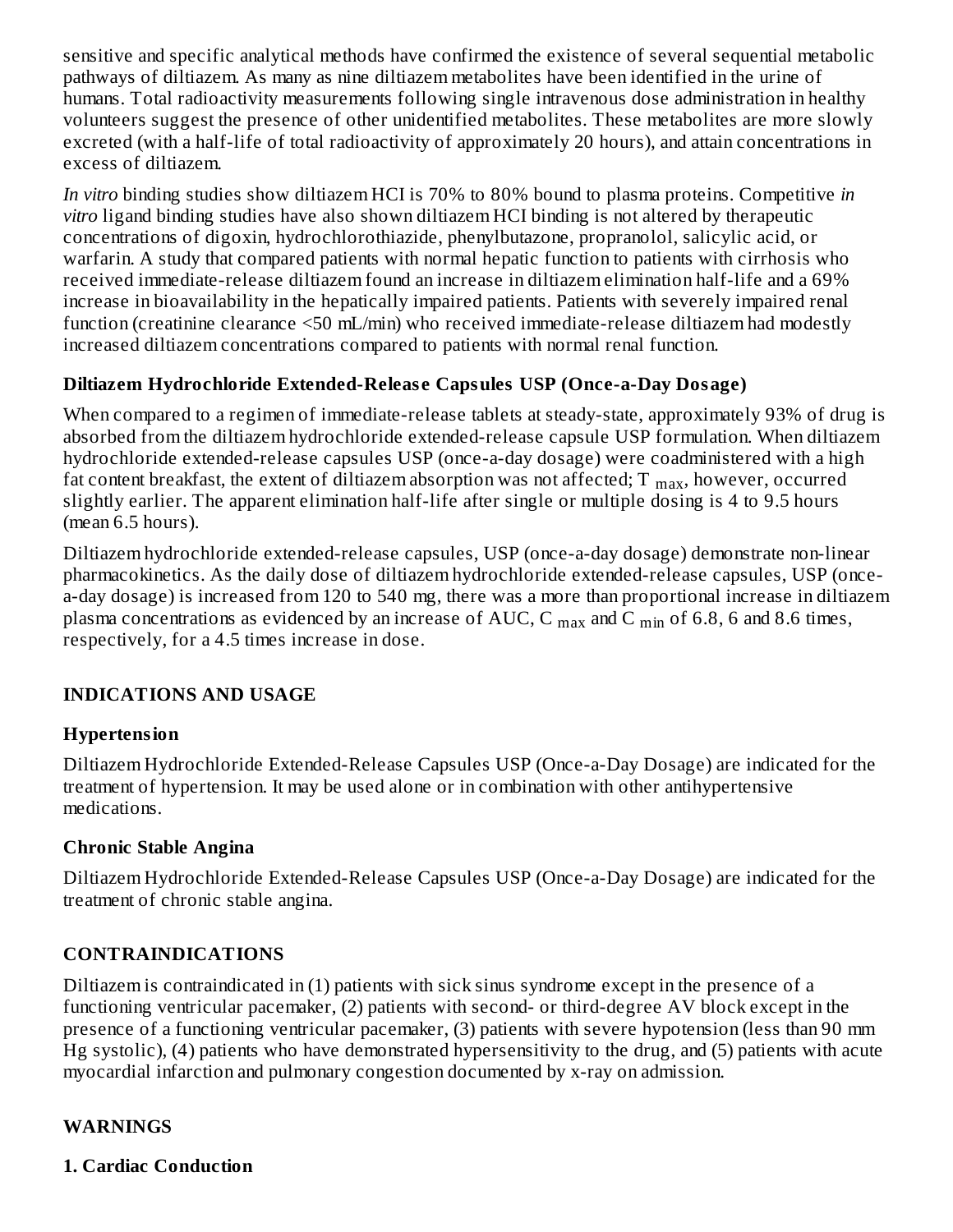sensitive and specific analytical methods have confirmed the existence of several sequential metabolic pathways of diltiazem. As many as nine diltiazem metabolites have been identified in the urine of humans. Total radioactivity measurements following single intravenous dose administration in healthy volunteers suggest the presence of other unidentified metabolites. These metabolites are more slowly excreted (with a half-life of total radioactivity of approximately 20 hours), and attain concentrations in excess of diltiazem.

*In vitro* binding studies show diltiazem HCl is 70% to 80% bound to plasma proteins. Competitive *in vitro* ligand binding studies have also shown diltiazem HCl binding is not altered by therapeutic concentrations of digoxin, hydrochlorothiazide, phenylbutazone, propranolol, salicylic acid, or warfarin. A study that compared patients with normal hepatic function to patients with cirrhosis who received immediate-release diltiazem found an increase in diltiazem elimination half-life and a 69% increase in bioavailability in the hepatically impaired patients. Patients with severely impaired renal function (creatinine clearance <50 mL/min) who received immediate-release diltiazem had modestly increased diltiazem concentrations compared to patients with normal renal function.

### Diltiazem Hydrochloride Extended-Release Capsules USP (Once-a-Day Dosage)

When compared to a regimen of immediate-release tablets at steady-state, approximately 93% of drug is absorbed from the diltiazem hydrochloride extended-release capsule USP formulation. When diltiazem hydrochloride extended-release capsules USP (once-a-day dosage) were coadministered with a high fat content breakfast, the extent of diltiazem absorption was not affected; $T_{max}$, however, occurred slightly earlier. The apparent elimination half-life after single or multiple dosing is 4 to 9.5 hours (mean 6.5 hours).

Diltiazem hydrochloride extended-release capsules, USP (once-a-day dosage) demonstrate non-linear pharmacokinetics. As the daily dose of diltiazem hydrochloride extended-release capsules, USP (once-a-day dosage) is increased from 120 to 540 mg, there was a more than proportional increase in diltiazem plasma concentrations as evidenced by an increase of AUC, $C_{max}$ and $C_{min}$ of 6.8, 6 and 8.6 times, respectively, for a 4.5 times increase in dose.

## INDICATIONS AND USAGE

### Hypertension

Diltiazem Hydrochloride Extended-Release Capsules USP (Once-a-Day Dosage) are indicated for the treatment of hypertension. It may be used alone or in combination with other antihypertensive medications.

### Chronic Stable Angina

Diltiazem Hydrochloride Extended-Release Capsules USP (Once-a-Day Dosage) are indicated for the treatment of chronic stable angina.

## CONTRAINDICATIONS

Diltiazem is contraindicated in (1) patients with sick sinus syndrome except in the presence of a functioning ventricular pacemaker, (2) patients with second- or third-degree AV block except in the presence of a functioning ventricular pacemaker, (3) patients with severe hypotension (less than 90 mm Hg systolic), (4) patients who have demonstrated hypersensitivity to the drug, and (5) patients with acute myocardial infarction and pulmonary congestion documented by x-ray on admission.

## WARNINGS

### 1. Cardiac Conduction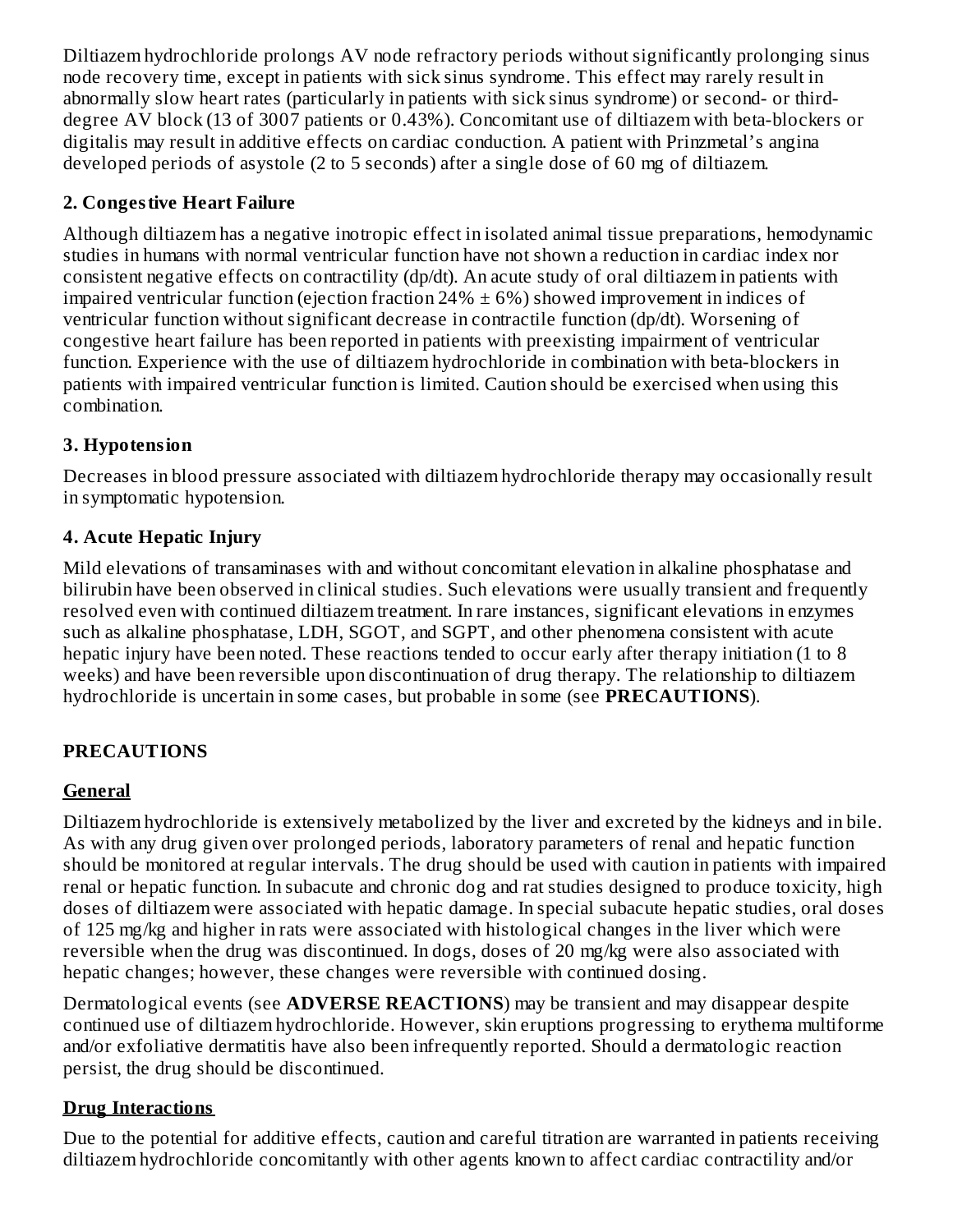Diltiazem hydrochloride prolongs AV node refractory periods without significantly prolonging sinus node recovery time, except in patients with sick sinus syndrome. This effect may rarely result in abnormally slow heart rates (particularly in patients with sick sinus syndrome) or second- or third-degree AV block (13 of 3007 patients or 0.43%). Concomitant use of diltiazem with beta-blockers or digitalis may result in additive effects on cardiac conduction. A patient with Prinzmetal's angina developed periods of asystole (2 to 5 seconds) after a single dose of 60 mg of diltiazem.

### 2. Congestive Heart Failure

Although diltiazem has a negative inotropic effect in isolated animal tissue preparations, hemodynamic studies in humans with normal ventricular function have not shown a reduction in cardiac index nor consistent negative effects on contractility (dp/dt). An acute study of oral diltiazem in patients with impaired ventricular function (ejection fraction 24% ± 6%) showed improvement in indices of ventricular function without significant decrease in contractile function (dp/dt). Worsening of congestive heart failure has been reported in patients with preexisting impairment of ventricular function. Experience with the use of diltiazem hydrochloride in combination with beta-blockers in patients with impaired ventricular function is limited. Caution should be exercised when using this combination.

### 3. Hypotension

Decreases in blood pressure associated with diltiazem hydrochloride therapy may occasionally result in symptomatic hypotension.

### 4. Acute Hepatic Injury

Mild elevations of transaminases with and without concomitant elevation in alkaline phosphatase and bilirubin have been observed in clinical studies. Such elevations were usually transient and frequently resolved even with continued diltiazem treatment. In rare instances, significant elevations in enzymes such as alkaline phosphatase, LDH, SGOT, and SGPT, and other phenomena consistent with acute hepatic injury have been noted. These reactions tended to occur early after therapy initiation (1 to 8 weeks) and have been reversible upon discontinuation of drug therapy. The relationship to diltiazem hydrochloride is uncertain in some cases, but probable in some (see **PRECAUTIONS**).

## PRECAUTIONS

### General

Diltiazem hydrochloride is extensively metabolized by the liver and excreted by the kidneys and in bile. As with any drug given over prolonged periods, laboratory parameters of renal and hepatic function should be monitored at regular intervals. The drug should be used with caution in patients with impaired renal or hepatic function. In subacute and chronic dog and rat studies designed to produce toxicity, high doses of diltiazem were associated with hepatic damage. In special subacute hepatic studies, oral doses of 125 mg/kg and higher in rats were associated with histological changes in the liver which were reversible when the drug was discontinued. In dogs, doses of 20 mg/kg were also associated with hepatic changes; however, these changes were reversible with continued dosing.

Dermatological events (see **ADVERSE REACTIONS**) may be transient and may disappear despite continued use of diltiazem hydrochloride. However, skin eruptions progressing to erythema multiforme and/or exfoliative dermatitis have also been infrequently reported. Should a dermatologic reaction persist, the drug should be discontinued.

### Drug Interactions

Due to the potential for additive effects, caution and careful titration are warranted in patients receiving diltiazem hydrochloride concomitantly with other agents known to affect cardiac contractility and/or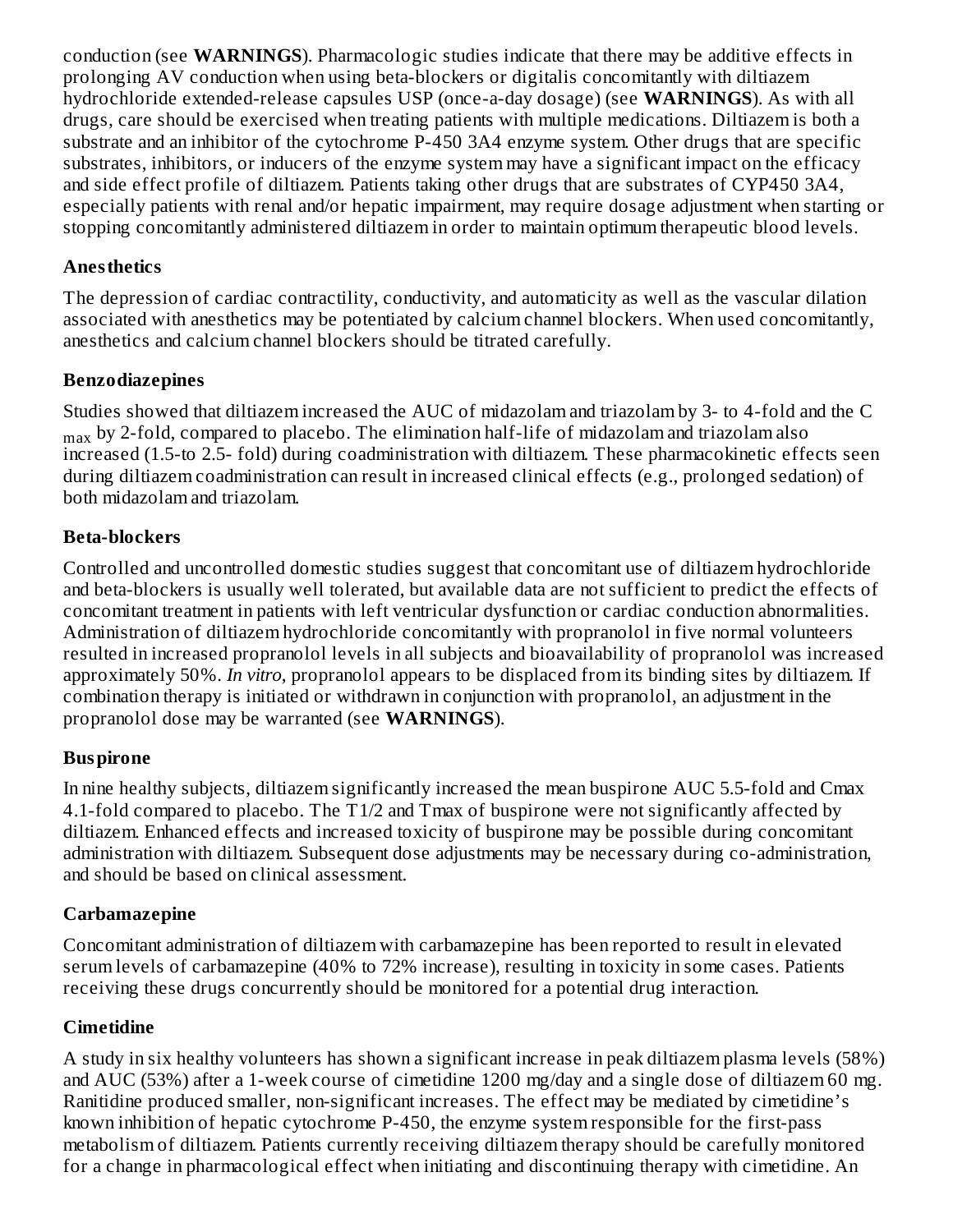conduction (see **WARNINGS**). Pharmacologic studies indicate that there may be additive effects in prolonging AV conduction when using beta-blockers or digitalis concomitantly with diltiazem hydrochloride extended-release capsules USP (once-a-day dosage) (see **WARNINGS**). As with all drugs, care should be exercised when treating patients with multiple medications. Diltiazem is both a substrate and an inhibitor of the cytochrome P-450 3A4 enzyme system. Other drugs that are specific substrates, inhibitors, or inducers of the enzyme system may have a significant impact on the efficacy and side effect profile of diltiazem. Patients taking other drugs that are substrates of CYP450 3A4, especially patients with renal and/or hepatic impairment, may require dosage adjustment when starting or stopping concomitantly administered diltiazem in order to maintain optimum therapeutic blood levels.

**Anesthetics**

The depression of cardiac contractility, conductivity, and automaticity as well as the vascular dilation associated with anesthetics may be potentiated by calcium channel blockers. When used concomitantly, anesthetics and calcium channel blockers should be titrated carefully.

**Benzodiazepines**

Studies showed that diltiazem increased the AUC of midazolam and triazolam by 3- to 4-fold and the $C_{max}$ by 2-fold, compared to placebo. The elimination half-life of midazolam and triazolam also increased (1.5-to 2.5- fold) during coadministration with diltiazem. These pharmacokinetic effects seen during diltiazem coadministration can result in increased clinical effects (e.g., prolonged sedation) of both midazolam and triazolam.

**Beta-blockers**

Controlled and uncontrolled domestic studies suggest that concomitant use of diltiazem hydrochloride and beta-blockers is usually well tolerated, but available data are not sufficient to predict the effects of concomitant treatment in patients with left ventricular dysfunction or cardiac conduction abnormalities. Administration of diltiazem hydrochloride concomitantly with propranolol in five normal volunteers resulted in increased propranolol levels in all subjects and bioavailability of propranolol was increased approximately 50%. *In vitro*, propranolol appears to be displaced from its binding sites by diltiazem. If combination therapy is initiated or withdrawn in conjunction with propranolol, an adjustment in the propranolol dose may be warranted (see **WARNINGS**).

**Buspirone**

In nine healthy subjects, diltiazem significantly increased the mean buspirone AUC 5.5-fold and Cmax 4.1-fold compared to placebo. The T1/2 and Tmax of buspirone were not significantly affected by diltiazem. Enhanced effects and increased toxicity of buspirone may be possible during concomitant administration with diltiazem. Subsequent dose adjustments may be necessary during co-administration, and should be based on clinical assessment.

**Carbamazepine**

Concomitant administration of diltiazem with carbamazepine has been reported to result in elevated serum levels of carbamazepine (40% to 72% increase), resulting in toxicity in some cases. Patients receiving these drugs concurrently should be monitored for a potential drug interaction.

**Cimetidine**

A study in six healthy volunteers has shown a significant increase in peak diltiazem plasma levels (58%) and AUC (53%) after a 1-week course of cimetidine 1200 mg/day and a single dose of diltiazem 60 mg. Ranitidine produced smaller, non-significant increases. The effect may be mediated by cimetidine's known inhibition of hepatic cytochrome P-450, the enzyme system responsible for the first-pass metabolism of diltiazem. Patients currently receiving diltiazem therapy should be carefully monitored for a change in pharmacological effect when initiating and discontinuing therapy with cimetidine. An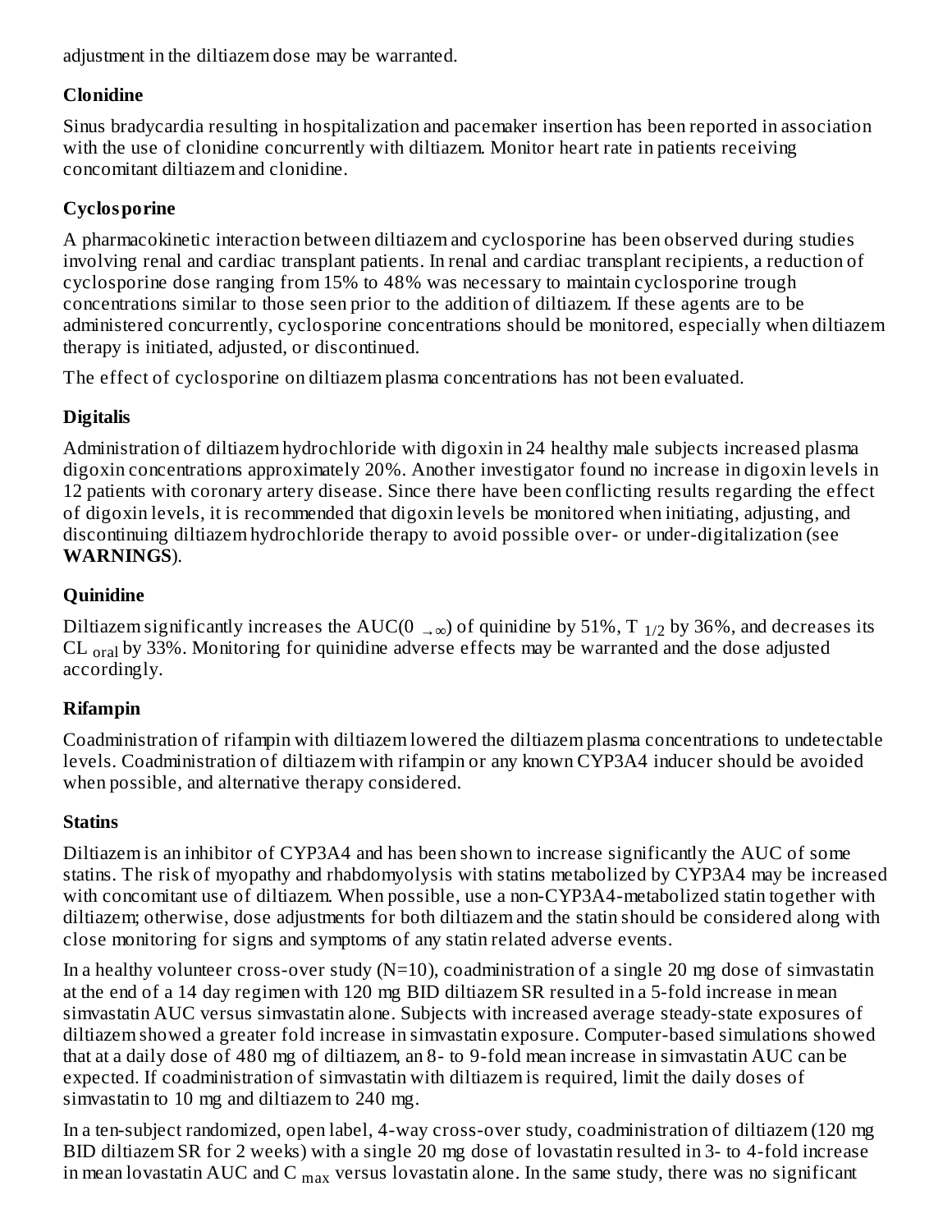adjustment in the diltiazem dose may be warranted.

### Clonidine

Sinus bradycardia resulting in hospitalization and pacemaker insertion has been reported in association with the use of clonidine concurrently with diltiazem. Monitor heart rate in patients receiving concomitant diltiazem and clonidine.

### Cyclosporine

A pharmacokinetic interaction between diltiazem and cyclosporine has been observed during studies involving renal and cardiac transplant patients. In renal and cardiac transplant recipients, a reduction of cyclosporine dose ranging from 15% to 48% was necessary to maintain cyclosporine trough concentrations similar to those seen prior to the addition of diltiazem. If these agents are to be administered concurrently, cyclosporine concentrations should be monitored, especially when diltiazem therapy is initiated, adjusted, or discontinued.

The effect of cyclosporine on diltiazem plasma concentrations has not been evaluated.

### Digitalis

Administration of diltiazem hydrochloride with digoxin in 24 healthy male subjects increased plasma digoxin concentrations approximately 20%. Another investigator found no increase in digoxin levels in 12 patients with coronary artery disease. Since there have been conflicting results regarding the effect of digoxin levels, it is recommended that digoxin levels be monitored when initiating, adjusting, and discontinuing diltiazem hydrochloride therapy to avoid possible over- or under-digitalization (see **WARNINGS**).

### Quinidine

Diltiazem significantly increases the AUC($0_{\rightarrow\infty}$) of quinidine by 51%, $T_{1/2}$ by 36%, and decreases its $CL_{oral}$ by 33%. Monitoring for quinidine adverse effects may be warranted and the dose adjusted accordingly.

### Rifampin

Coadministration of rifampin with diltiazem lowered the diltiazem plasma concentrations to undetectable levels. Coadministration of diltiazem with rifampin or any known CYP3A4 inducer should be avoided when possible, and alternative therapy considered.

### Statins

Diltiazem is an inhibitor of CYP3A4 and has been shown to increase significantly the AUC of some statins. The risk of myopathy and rhabdomyolysis with statins metabolized by CYP3A4 may be increased with concomitant use of diltiazem. When possible, use a non-CYP3A4-metabolized statin together with diltiazem; otherwise, dose adjustments for both diltiazem and the statin should be considered along with close monitoring for signs and symptoms of any statin related adverse events.

In a healthy volunteer cross-over study (N=10), coadministration of a single 20 mg dose of simvastatin at the end of a 14 day regimen with 120 mg BID diltiazem SR resulted in a 5-fold increase in mean simvastatin AUC versus simvastatin alone. Subjects with increased average steady-state exposures of diltiazem showed a greater fold increase in simvastatin exposure. Computer-based simulations showed that at a daily dose of 480 mg of diltiazem, an 8- to 9-fold mean increase in simvastatin AUC can be expected. If coadministration of simvastatin with diltiazem is required, limit the daily doses of simvastatin to 10 mg and diltiazem to 240 mg.

In a ten-subject randomized, open label, 4-way cross-over study, coadministration of diltiazem (120 mg BID diltiazem SR for 2 weeks) with a single 20 mg dose of lovastatin resulted in 3- to 4-fold increase in mean lovastatin AUC and $C_{max}$ versus lovastatin alone. In the same study, there was no significant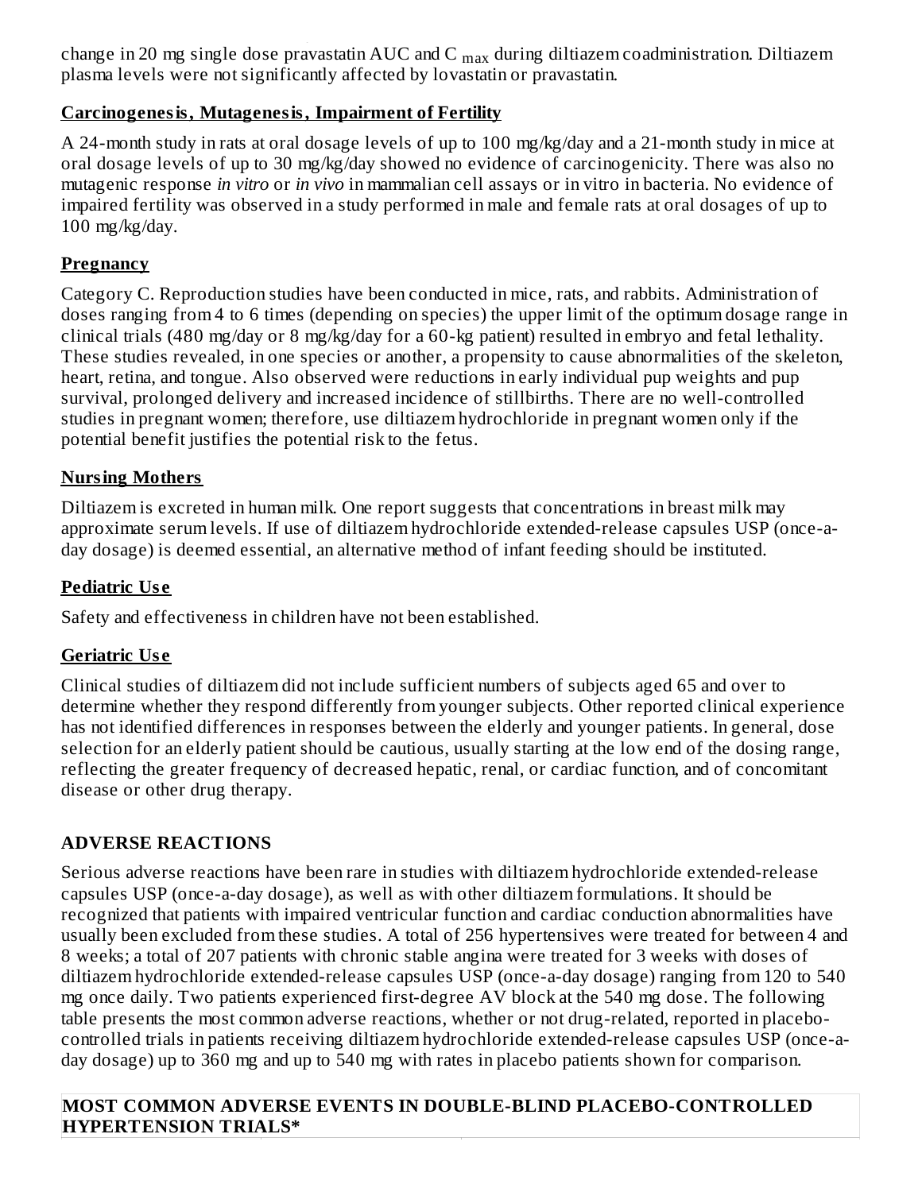change in 20 mg single dose pravastatin AUC and $C_{max}$ during diltiazem coadministration. Diltiazem plasma levels were not significantly affected by lovastatin or pravastatin.

**Carcinogenesis, Mutagenesis, Impairment of Fertility**

A 24-month study in rats at oral dosage levels of up to 100 mg/kg/day and a 21-month study in mice at oral dosage levels of up to 30 mg/kg/day showed no evidence of carcinogenicity. There was also no mutagenic response *in vitro* or *in vivo* in mammalian cell assays or in vitro in bacteria. No evidence of impaired fertility was observed in a study performed in male and female rats at oral dosages of up to 100 mg/kg/day.

**Pregnancy**

Category C. Reproduction studies have been conducted in mice, rats, and rabbits. Administration of doses ranging from 4 to 6 times (depending on species) the upper limit of the optimum dosage range in clinical trials (480 mg/day or 8 mg/kg/day for a 60-kg patient) resulted in embryo and fetal lethality. These studies revealed, in one species or another, a propensity to cause abnormalities of the skeleton, heart, retina, and tongue. Also observed were reductions in early individual pup weights and pup survival, prolonged delivery and increased incidence of stillbirths. There are no well-controlled studies in pregnant women; therefore, use diltiazem hydrochloride in pregnant women only if the potential benefit justifies the potential risk to the fetus.

**Nursing Mothers**

Diltiazem is excreted in human milk. One report suggests that concentrations in breast milk may approximate serum levels. If use of diltiazem hydrochloride extended-release capsules USP (once-a-day dosage) is deemed essential, an alternative method of infant feeding should be instituted.

**Pediatric Use**

Safety and effectiveness in children have not been established.

**Geriatric Use**

Clinical studies of diltiazem did not include sufficient numbers of subjects aged 65 and over to determine whether they respond differently from younger subjects. Other reported clinical experience has not identified differences in responses between the elderly and younger patients. In general, dose selection for an elderly patient should be cautious, usually starting at the low end of the dosing range, reflecting the greater frequency of decreased hepatic, renal, or cardiac function, and of concomitant disease or other drug therapy.

## ADVERSE REACTIONS

Serious adverse reactions have been rare in studies with diltiazem hydrochloride extended-release capsules USP (once-a-day dosage), as well as with other diltiazem formulations. It should be recognized that patients with impaired ventricular function and cardiac conduction abnormalities have usually been excluded from these studies. A total of 256 hypertensives were treated for between 4 and 8 weeks; a total of 207 patients with chronic stable angina were treated for 3 weeks with doses of diltiazem hydrochloride extended-release capsules USP (once-a-day dosage) ranging from 120 to 540 mg once daily. Two patients experienced first-degree AV block at the 540 mg dose. The following table presents the most common adverse reactions, whether or not drug-related, reported in placebo-controlled trials in patients receiving diltiazem hydrochloride extended-release capsules USP (once-a-day dosage) up to 360 mg and up to 540 mg with rates in placebo patients shown for comparison.

**MOST COMMON ADVERSE EVENTS IN DOUBLE-BLIND PLACEBO-CONTROLLED HYPERTENSION TRIALS***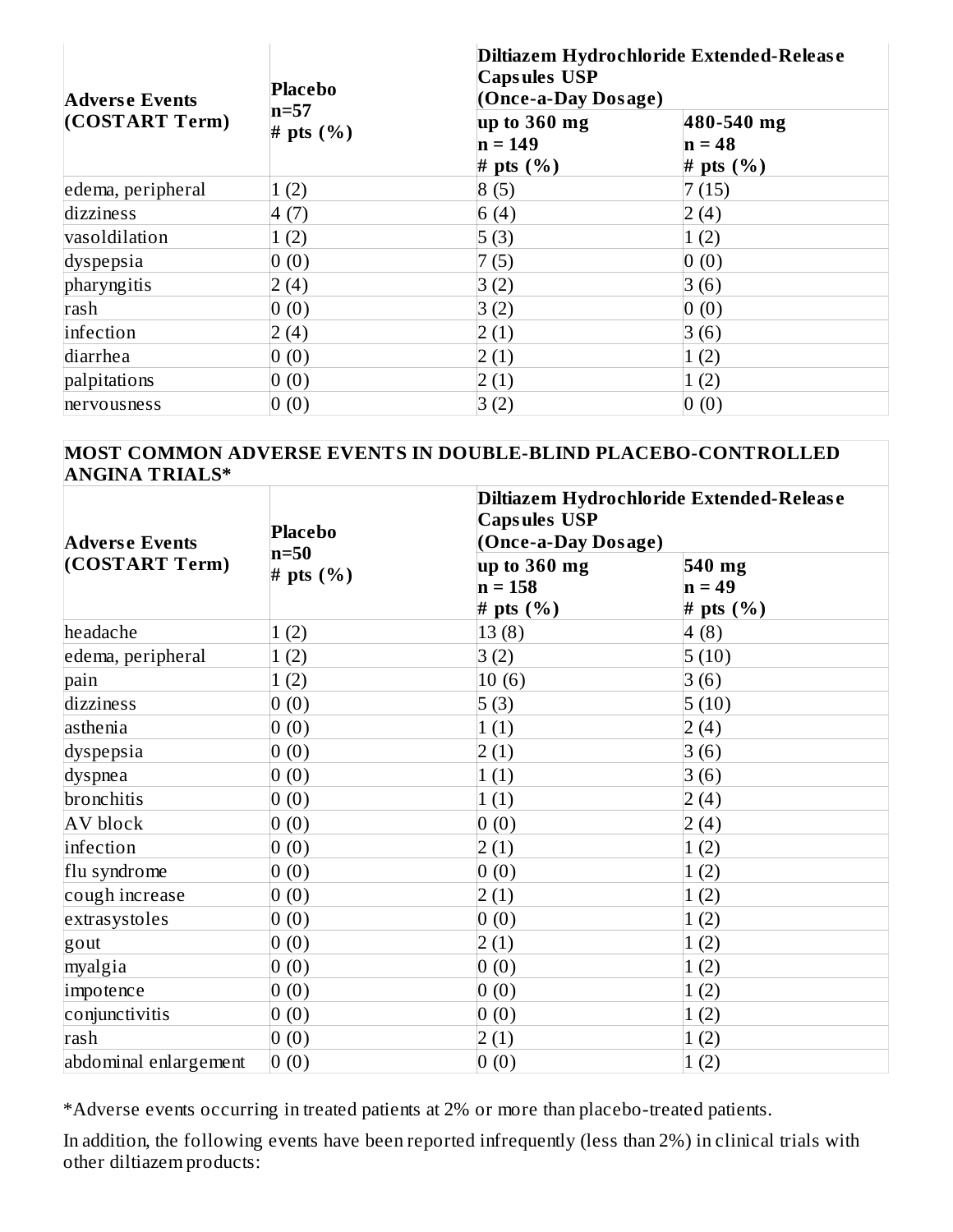| Adverse Events (COSTART Term) | Placebo n=57 # pts (%) | Diltiazem Hydrochloride Extended-Release Capsules USP (Once-a-Day Dosage) | |
|---|---|---|---|
| | | up to 360 mg n = 149 # pts (%) | 480-540 mg n = 48 # pts (%) |
| edema, peripheral | 1 (2) | 8 (5) | 7 (15) |
| dizziness | 4 (7) | 6 (4) | 2 (4) |
| vasoldilation | 1 (2) | 5 (3) | 1 (2) |
| dyspepsia | 0 (0) | 7 (5) | 0 (0) |
| pharyngitis | 2 (4) | 3 (2) | 3 (6) |
| rash | 0 (0) | 3 (2) | 0 (0) |
| infection | 2 (4) | 2 (1) | 3 (6) |
| diarrhea | 0 (0) | 2 (1) | 1 (2) |
| palpitations | 0 (0) | 2 (1) | 1 (2) |
| nervousness | 0 (0) | 3 (2) | 0 (0) |

**MOST COMMON ADVERSE EVENTS IN DOUBLE-BLIND PLACEBO-CONTROLLED ANGINA TRIALS***

| Adverse Events (COSTART Term) | Placebo n=50 # pts (%) | Diltiazem Hydrochloride Extended-Release Capsules USP (Once-a-Day Dosage) | |
|---|---|---|---|
| | | up to 360 mg n = 158 # pts (%) | 540 mg n = 49 # pts (%) |
| headache | 1 (2) | 13 (8) | 4 (8) |
| edema, peripheral | 1 (2) | 3 (2) | 5 (10) |
| pain | 1 (2) | 10 (6) | 3 (6) |
| dizziness | 0 (0) | 5 (3) | 5 (10) |
| asthenia | 0 (0) | 1 (1) | 2 (4) |
| dyspepsia | 0 (0) | 2 (1) | 3 (6) |
| dyspnea | 0 (0) | 1 (1) | 3 (6) |
| bronchitis | 0 (0) | 1 (1) | 2 (4) |
| AV block | 0 (0) | 0 (0) | 2 (4) |
| infection | 0 (0) | 2 (1) | 1 (2) |
| flu syndrome | 0 (0) | 0 (0) | 1 (2) |
| cough increase | 0 (0) | 2 (1) | 1 (2) |
| extrasystoles | 0 (0) | 0 (0) | 1 (2) |
| gout | 0 (0) | 2 (1) | 1 (2) |
| myalgia | 0 (0) | 0 (0) | 1 (2) |
| impotence | 0 (0) | 0 (0) | 1 (2) |
| conjunctivitis | 0 (0) | 0 (0) | 1 (2) |
| rash | 0 (0) | 2 (1) | 1 (2) |
| abdominal enlargement | 0 (0) | 0 (0) | 1 (2) |

*Adverse events occurring in treated patients at 2% or more than placebo-treated patients.

In addition, the following events have been reported infrequently (less than 2%) in clinical trials with other diltiazem products: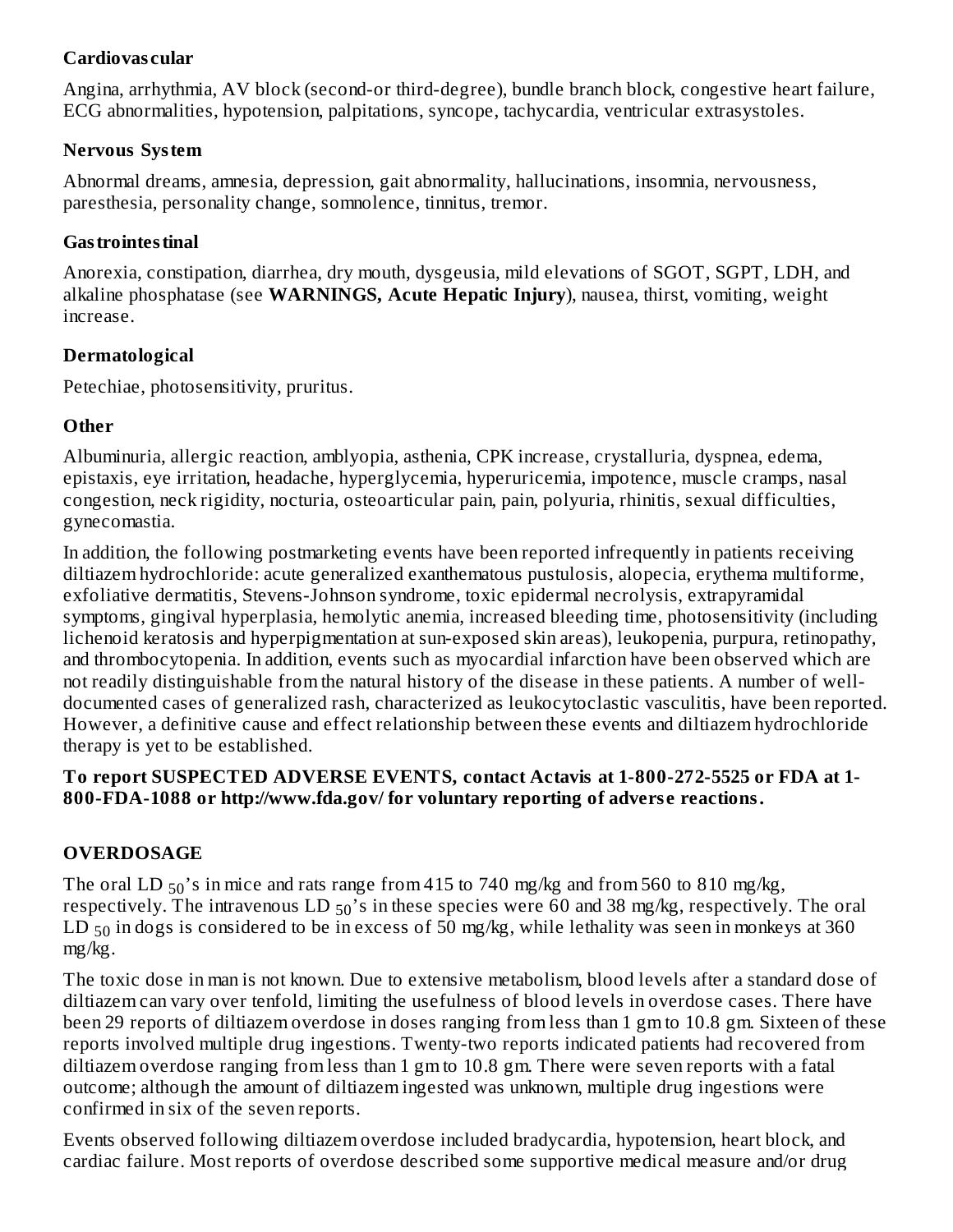**Cardiovascular**

Angina, arrhythmia, AV block (second-or third-degree), bundle branch block, congestive heart failure, ECG abnormalities, hypotension, palpitations, syncope, tachycardia, ventricular extrasystoles.

**Nervous System**

Abnormal dreams, amnesia, depression, gait abnormality, hallucinations, insomnia, nervousness, paresthesia, personality change, somnolence, tinnitus, tremor.

**Gastrointestinal**

Anorexia, constipation, diarrhea, dry mouth, dysgeusia, mild elevations of SGOT, SGPT, LDH, and alkaline phosphatase (see **WARNINGS, Acute Hepatic Injury**), nausea, thirst, vomiting, weight increase.

**Dermatological**

Petechiae, photosensitivity, pruritus.

**Other**

Albuminuria, allergic reaction, amblyopia, asthenia, CPK increase, crystalluria, dyspnea, edema, epistaxis, eye irritation, headache, hyperglycemia, hyperuricemia, impotence, muscle cramps, nasal congestion, neck rigidity, nocturia, osteoarticular pain, pain, polyuria, rhinitis, sexual difficulties, gynecomastia.

In addition, the following postmarketing events have been reported infrequently in patients receiving diltiazem hydrochloride: acute generalized exanthematous pustulosis, alopecia, erythema multiforme, exfoliative dermatitis, Stevens-Johnson syndrome, toxic epidermal necrolysis, extrapyramidal symptoms, gingival hyperplasia, hemolytic anemia, increased bleeding time, photosensitivity (including lichenoid keratosis and hyperpigmentation at sun-exposed skin areas), leukopenia, purpura, retinopathy, and thrombocytopenia. In addition, events such as myocardial infarction have been observed which are not readily distinguishable from the natural history of the disease in these patients. A number of well-documented cases of generalized rash, characterized as leukocytoclastic vasculitis, have been reported. However, a definitive cause and effect relationship between these events and diltiazem hydrochloride therapy is yet to be established.

**To report SUSPECTED ADVERSE EVENTS, contact Actavis at 1-800-272-5525 or FDA at 1-800-FDA-1088 or http://www.fda.gov/ for voluntary reporting of adverse reactions.**

## OVERDOSAGE

The oral $LD_{50}$'s in mice and rats range from 415 to 740 mg/kg and from 560 to 810 mg/kg, respectively. The intravenous $LD_{50}$'s in these species were 60 and 38 mg/kg, respectively. The oral $LD_{50}$ in dogs is considered to be in excess of 50 mg/kg, while lethality was seen in monkeys at 360 mg/kg.

The toxic dose in man is not known. Due to extensive metabolism, blood levels after a standard dose of diltiazem can vary over tenfold, limiting the usefulness of blood levels in overdose cases. There have been 29 reports of diltiazem overdose in doses ranging from less than 1 gm to 10.8 gm. Sixteen of these reports involved multiple drug ingestions. Twenty-two reports indicated patients had recovered from diltiazem overdose ranging from less than 1 gm to 10.8 gm. There were seven reports with a fatal outcome; although the amount of diltiazem ingested was unknown, multiple drug ingestions were confirmed in six of the seven reports.

Events observed following diltiazem overdose included bradycardia, hypotension, heart block, and cardiac failure. Most reports of overdose described some supportive medical measure and/or drug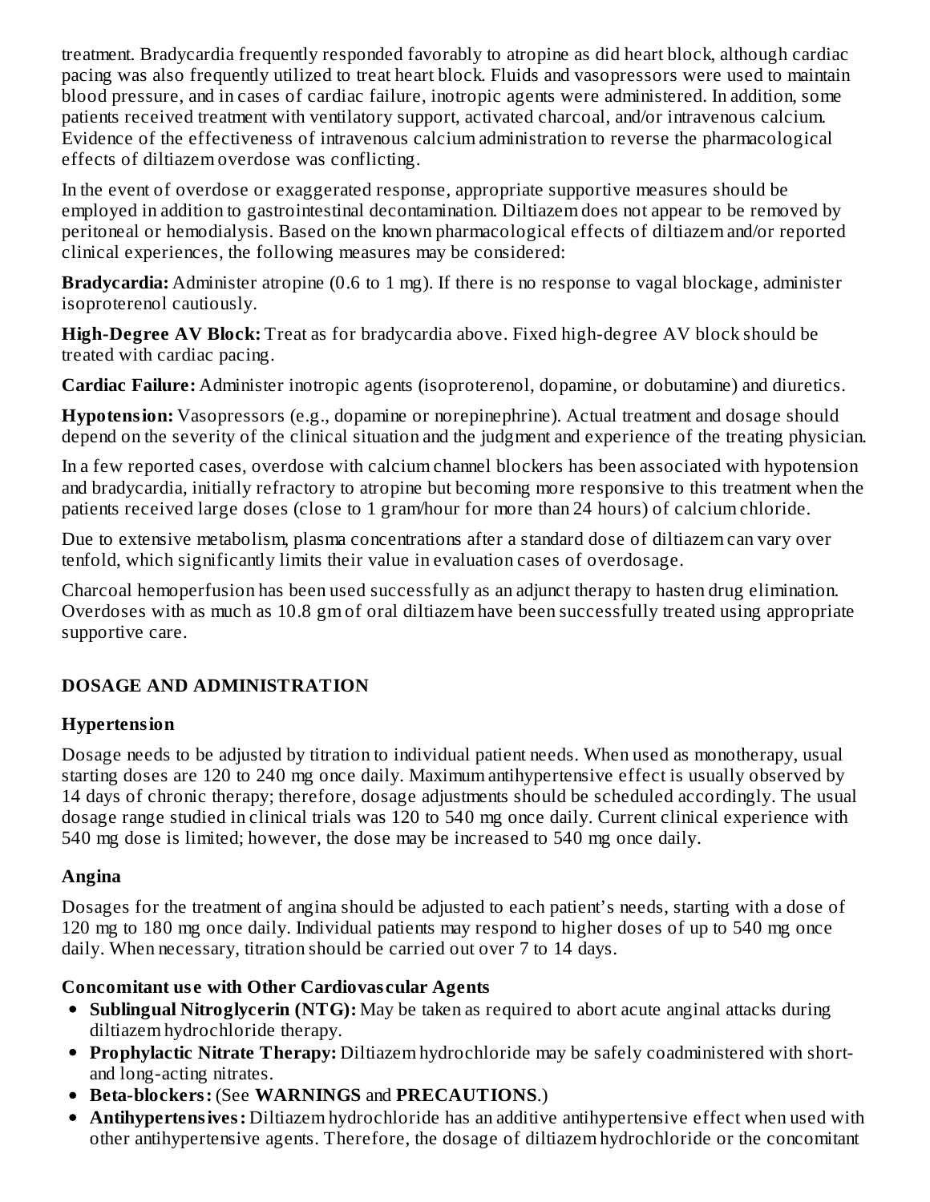treatment. Bradycardia frequently responded favorably to atropine as did heart block, although cardiac pacing was also frequently utilized to treat heart block. Fluids and vasopressors were used to maintain blood pressure, and in cases of cardiac failure, inotropic agents were administered. In addition, some patients received treatment with ventilatory support, activated charcoal, and/or intravenous calcium. Evidence of the effectiveness of intravenous calcium administration to reverse the pharmacological effects of diltiazem overdose was conflicting.

In the event of overdose or exaggerated response, appropriate supportive measures should be employed in addition to gastrointestinal decontamination. Diltiazem does not appear to be removed by peritoneal or hemodialysis. Based on the known pharmacological effects of diltiazem and/or reported clinical experiences, the following measures may be considered:

**Bradycardia:** Administer atropine (0.6 to 1 mg). If there is no response to vagal blockage, administer isoproterenol cautiously.

**High-Degree AV Block:** Treat as for bradycardia above. Fixed high-degree AV block should be treated with cardiac pacing.

**Cardiac Failure:** Administer inotropic agents (isoproterenol, dopamine, or dobutamine) and diuretics.

**Hypotension:** Vasopressors (e.g., dopamine or norepinephrine). Actual treatment and dosage should depend on the severity of the clinical situation and the judgment and experience of the treating physician.

In a few reported cases, overdose with calcium channel blockers has been associated with hypotension and bradycardia, initially refractory to atropine but becoming more responsive to this treatment when the patients received large doses (close to 1 gram/hour for more than 24 hours) of calcium chloride.

Due to extensive metabolism, plasma concentrations after a standard dose of diltiazem can vary over tenfold, which significantly limits their value in evaluation cases of overdosage.

Charcoal hemoperfusion has been used successfully as an adjunct therapy to hasten drug elimination. Overdoses with as much as 10.8 gm of oral diltiazem have been successfully treated using appropriate supportive care.

## DOSAGE AND ADMINISTRATION

### Hypertension

Dosage needs to be adjusted by titration to individual patient needs. When used as monotherapy, usual starting doses are 120 to 240 mg once daily. Maximum antihypertensive effect is usually observed by 14 days of chronic therapy; therefore, dosage adjustments should be scheduled accordingly. The usual dosage range studied in clinical trials was 120 to 540 mg once daily. Current clinical experience with 540 mg dose is limited; however, the dose may be increased to 540 mg once daily.

### Angina

Dosages for the treatment of angina should be adjusted to each patient's needs, starting with a dose of 120 mg to 180 mg once daily. Individual patients may respond to higher doses of up to 540 mg once daily. When necessary, titration should be carried out over 7 to 14 days.

### Concomitant use with Other Cardiovascular Agents

- **Sublingual Nitroglycerin (NTG):** May be taken as required to abort acute anginal attacks during diltiazem hydrochloride therapy.
- **Prophylactic Nitrate Therapy:** Diltiazem hydrochloride may be safely coadministered with short- and long-acting nitrates.
- **Beta-blockers:** (See **WARNINGS** and **PRECAUTIONS**.)
- **Antihypertensives:** Diltiazem hydrochloride has an additive antihypertensive effect when used with other antihypertensive agents. Therefore, the dosage of diltiazem hydrochloride or the concomitant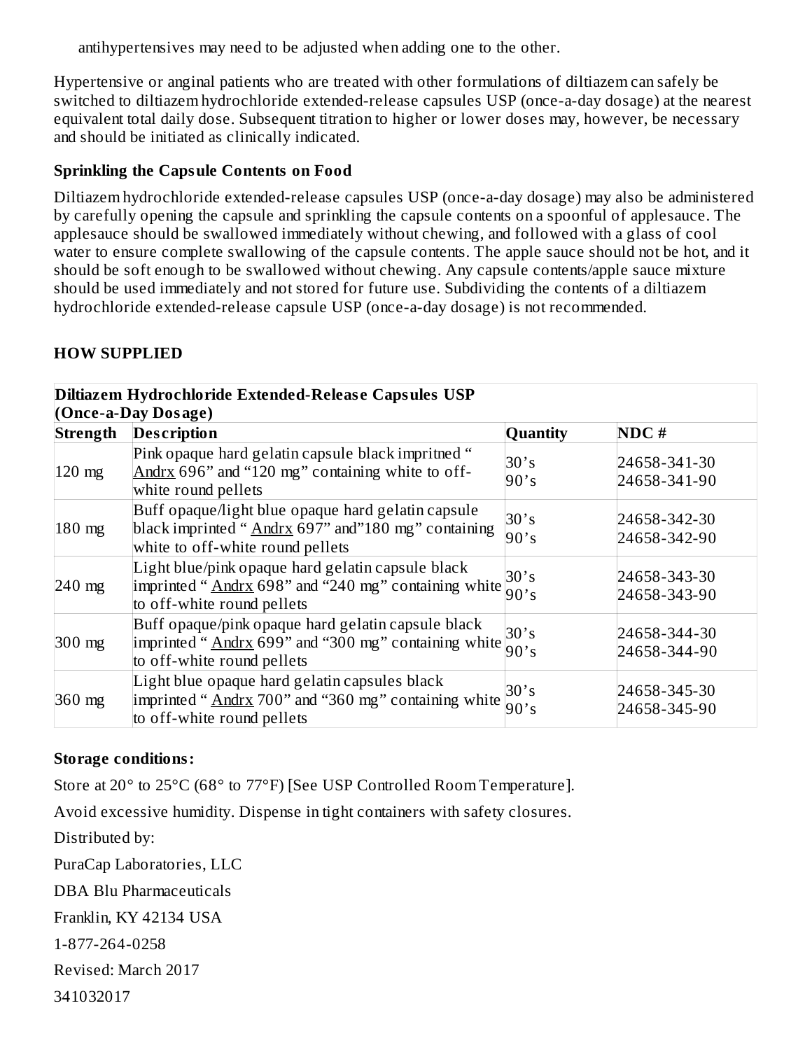antihypertensives may need to be adjusted when adding one to the other.

Hypertensive or anginal patients who are treated with other formulations of diltiazem can safely be switched to diltiazem hydrochloride extended-release capsules USP (once-a-day dosage) at the nearest equivalent total daily dose. Subsequent titration to higher or lower doses may, however, be necessary and should be initiated as clinically indicated.

**Sprinkling the Capsule Contents on Food**

Diltiazem hydrochloride extended-release capsules USP (once-a-day dosage) may also be administered by carefully opening the capsule and sprinkling the capsule contents on a spoonful of applesauce. The applesauce should be swallowed immediately without chewing, and followed with a glass of cool water to ensure complete swallowing of the capsule contents. The apple sauce should not be hot, and it should be soft enough to be swallowed without chewing. Any capsule contents/apple sauce mixture should be used immediately and not stored for future use. Subdividing the contents of a diltiazem hydrochloride extended-release capsule USP (once-a-day dosage) is not recommended.

## HOW SUPPLIED

| **Diltiazem Hydrochloride Extended-Release Capsules USP (Once-a-Day Dosage)** | | | |
|---|---|---|---|
| **Strength** | **Description** | **Quantity** | **NDC #** |
| 120 mg | Pink opaque hard gelatin capsule black imprited " Andrx 696" and "120 mg" containing white to off-white round pellets | 30's<br>90's | 24658-341-30<br>24658-341-90 |
| 180 mg | Buff opaque/light blue opaque hard gelatin capsule black imprinted " Andrx 697" and"180 mg" containing white to off-white round pellets | 30's<br>90's | 24658-342-30<br>24658-342-90 |
| 240 mg | Light blue/pink opaque hard gelatin capsule black imprinted " Andrx 698" and "240 mg" containing white to off-white round pellets | 30's<br>90's | 24658-343-30<br>24658-343-90 |
| 300 mg | Buff opaque/pink opaque hard gelatin capsule black imprinted " Andrx 699" and "300 mg" containing white to off-white round pellets | 30's<br>90's | 24658-344-30<br>24658-344-90 |
| 360 mg | Light blue opaque hard gelatin capsules black imprinted " Andrx 700" and "360 mg" containing white to off-white round pellets | 30's<br>90's | 24658-345-30<br>24658-345-90 |

**Storage conditions:**

Store at 20° to 25°C (68° to 77°F) [See USP Controlled Room Temperature].

Avoid excessive humidity. Dispense in tight containers with safety closures.

Distributed by:

PuraCap Laboratories, LLC

DBA Blu Pharmaceuticals

Franklin, KY 42134 USA

1-877-264-0258

Revised: March 2017

341032017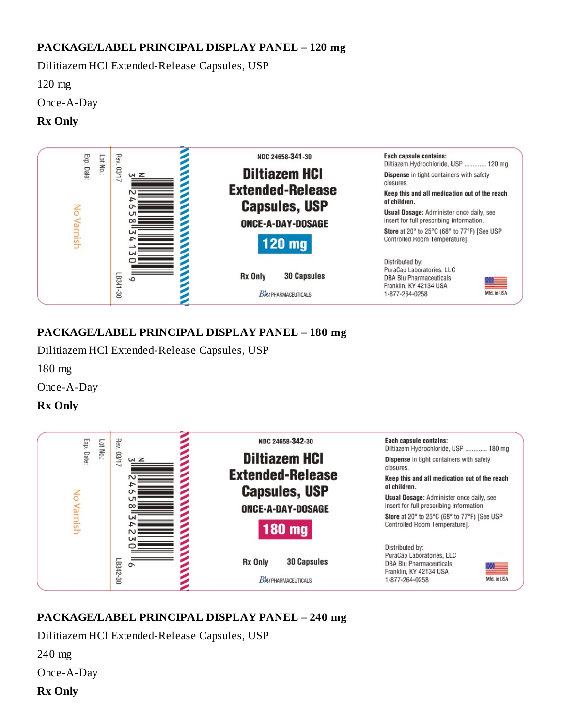## PACKAGE/LABEL PRINCIPAL DISPLAY PANEL – 120 mg

Dilitiazem HCl Extended-Release Capsules, USP

120 mg

Once-A-Day

**Rx Only**

Exp. Date:

Lot No.:

Rev. 03/17

No Varnish

N 3 24658 34130 9

LB341-30

NDC 24658-341-30

Diltiazem HCl Extended-Release Capsules, USP

ONCE-A-DAY-DOSAGE

120 mg

Rx Only 30 Capsules

Blu PHARMACEUTICALS

**Each capsule contains:**
Diltiazem Hydrochloride, USP ............ 120 mg

**Dispense** in tight containers with safety closures.

**Keep this and all medication out of the reach of children.**

**Usual Dosage:** Administer once daily, see insert for full prescribing information.

**Store** at 20° to 25°C (68° to 77°F) [See USP Controlled Room Temperature].

Distributed by:
PuraCap Laboratories, LLC
DBA Blu Pharmaceuticals
Franklin, KY 42134 USA
1-877-264-0258

Mfd. in USA

## PACKAGE/LABEL PRINCIPAL DISPLAY PANEL – 180 mg

Dilitiazem HCl Extended-Release Capsules, USP

180 mg

Once-A-Day

**Rx Only**

Exp. Date:

Lot No.:

Rev. 03/17

No Varnish

N 3 24658 34230 6

LB342-30

NDC 24658-342-30

Diltiazem HCl Extended-Release Capsules, USP

ONCE-A-DAY-DOSAGE

180 mg

Rx Only 30 Capsules

Blu PHARMACEUTICALS

**Each capsule contains:**
Diltiazem Hydrochloride, USP ............ 180 mg

**Dispense** in tight containers with safety closures.

**Keep this and all medication out of the reach of children.**

**Usual Dosage:** Administer once daily, see insert for full prescribing information.

**Store** at 20° to 25°C (68° to 77°F) [See USP Controlled Room Temperature].

Distributed by:
PuraCap Laboratories, LLC
DBA Blu Pharmaceuticals
Franklin, KY 42134 USA
1-877-264-0258

Mfd. in USA

## PACKAGE/LABEL PRINCIPAL DISPLAY PANEL – 240 mg

Dilitiazem HCl Extended-Release Capsules, USP

240 mg

Once-A-Day

**Rx Only**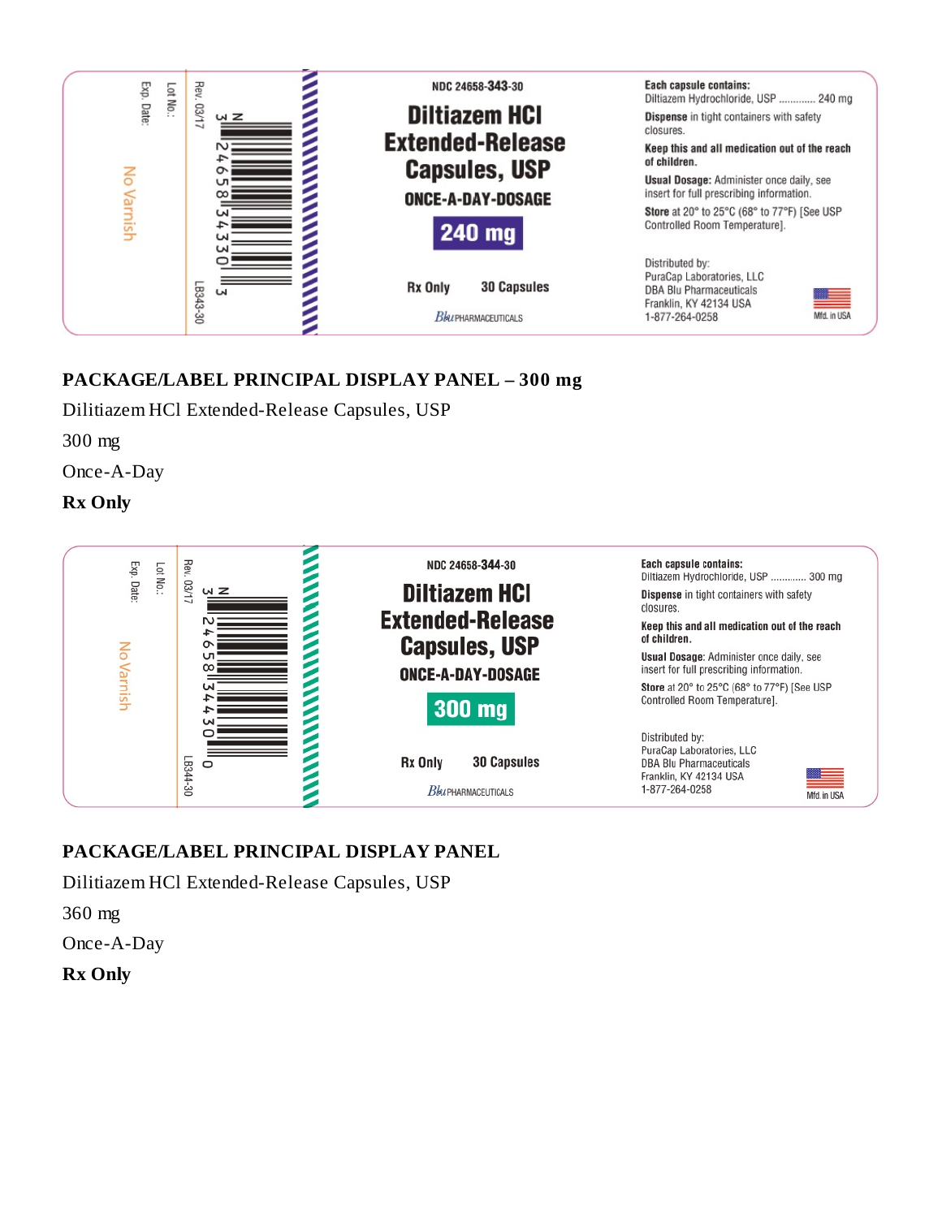NDC 24658-343-30

**Diltiazem HCl Extended-Release Capsules, USP**

ONCE-A-DAY-DOSAGE

**240 mg**

Rx Only 30 Capsules

Blu PHARMACEUTICALS

**Each capsule contains:** Diltiazem Hydrochloride, USP ............ 240 mg

**Dispense** in tight containers with safety closures.

**Keep this and all medication out of the reach of children.**

**Usual Dosage:** Administer once daily, see insert for full prescribing information.

**Store** at 20° to 25°C (68° to 77°F) [See USP Controlled Room Temperature].

Distributed by:
PuraCap Laboratories, LLC
DBA Blu Pharmaceuticals
Franklin, KY 42134 USA
1-877-264-0258

Mfd. in USA

Exp. Date:
Lot No.:
Rev. 03/17
No Varnish
N 3 24658 34330 3
LB343-30

**PACKAGE/LABEL PRINCIPAL DISPLAY PANEL – 300 mg**

Dilitiazem HCl Extended-Release Capsules, USP

300 mg

Once-A-Day

**Rx Only**

NDC 24658-344-30

**Diltiazem HCl Extended-Release Capsules, USP**

ONCE-A-DAY-DOSAGE

**300 mg**

Rx Only 30 Capsules

Blu PHARMACEUTICALS

**Each capsule contains:** Diltiazem Hydrochloride, USP ............ 300 mg

**Dispense** in tight containers with safety closures.

**Keep this and all medication out of the reach of children.**

**Usual Dosage:** Administer once daily, see insert for full prescribing information.

**Store** at 20° to 25°C (68° to 77°F) [See USP Controlled Room Temperature].

Distributed by:
PuraCap Laboratories, LLC
DBA Blu Pharmaceuticals
Franklin, KY 42134 USA
1-877-264-0258

Mfd. in USA

Exp. Date:
Lot No.:
Rev. 03/17
No Varnish
N 3 24658 34430 0
LB344-30

**PACKAGE/LABEL PRINCIPAL DISPLAY PANEL**

Dilitiazem HCl Extended-Release Capsules, USP

360 mg

Once-A-Day

**Rx Only**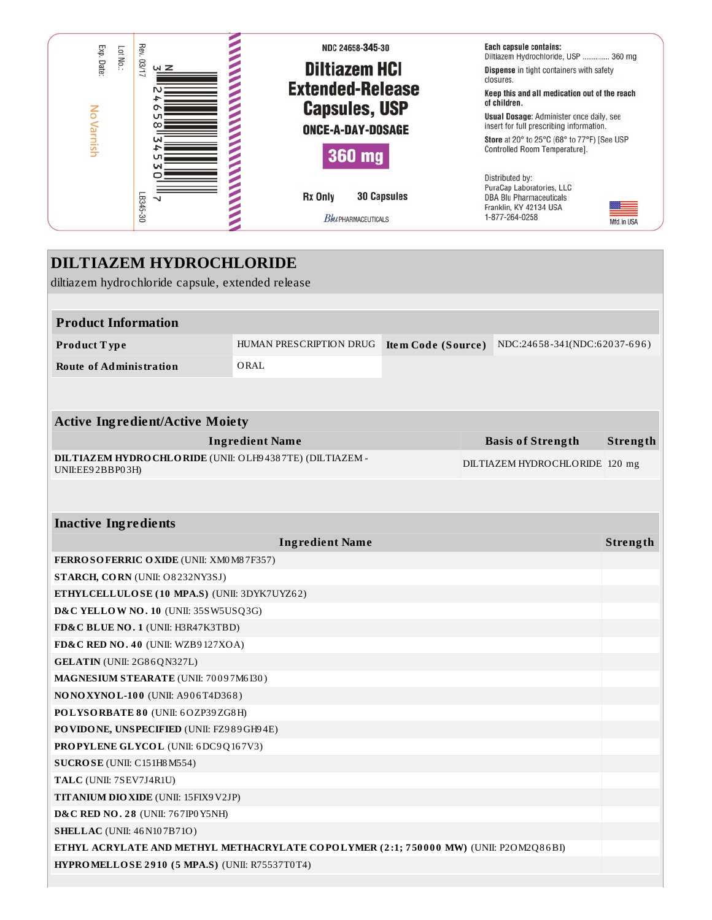Exp. Date:

Lot No.:

Rev. 03/17

NoVarnish

N 3 24658 34530 7

LB345-30

NDC 24658-345-30

**Diltiazem HCl Extended-Release Capsules, USP**

**ONCE-A-DAY-DOSAGE**

**360 mg**

**Rx Only** **30 Capsules**

Blu PHARMACEUTICALS

**Each capsule contains:**
Diltiazem Hydrochloride, USP ............ 360 mg

**Dispense** in tight containers with safety closures.

**Keep this and all medication out of the reach of children.**

**Usual Dosage:** Administer once daily, see insert for full prescribing information.

**Store** at 20° to 25°C (68° to 77°F) [See USP Controlled Room Temperature].

Distributed by:
PuraCap Laboratories, LLC
DBA Blu Pharmaceuticals
Franklin, KY 42134 USA
1-877-264-0258

Mfd. in USA

# DILTIAZEM HYDROCHLORIDE

diltiazem hydrochloride capsule, extended release

| Product Information | | | |
|---|---|---|---|
| **Product Type** | HUMAN PRESCRIPTION DRUG | **Item Code (Source)** | NDC:24658-341(NDC:62037-696) |
| **Route of Administration** | ORAL | | |

| Active Ingredient/Active Moiety | | |
|---|---|---|
| **Ingredient Name** | **Basis of Strength** | **Strength** |
| **DILTIAZEM HYDROCHLORIDE** (UNII: OLH94387TE) (DILTIAZEM - UNII:EE92BBP03H) | DILTIAZEM HYDROCHLORIDE | 120 mg |

| Inactive Ingredients | |
|---|---|
| **Ingredient Name** | **Strength** |
| **FERROSOFERRIC OXIDE** (UNII: XM0M87F357) | |
| **STARCH, CORN** (UNII: O8232NY3SJ) | |
| **ETHYLCELLULOSE (10 MPA.S)** (UNII: 3DYK7UYZ62) | |
| **D&C YELLOW NO. 10** (UNII: 35SW5USQ3G) | |
| **FD&C BLUE NO. 1** (UNII: H3R47K3TBD) | |
| **FD&C RED NO. 40** (UNII: WZB9127XOA) | |
| **GELATIN** (UNII: 2G86QN327L) | |
| **MAGNESIUM STEARATE** (UNII: 70097M6I30) | |
| **NONOXYNOL-100** (UNII: A906T4D368) | |
| **POLYSORBATE 80** (UNII: 6OZP39ZG8H) | |
| **POVIDONE, UNSPECIFIED** (UNII: FZ989GH94E) | |
| **PROPYLENE GLYCOL** (UNII: 6DC9Q167V3) | |
| **SUCROSE** (UNII: C151H8M554) | |
| **TALC** (UNII: 7SEV7J4R1U) | |
| **TITANIUM DIOXIDE** (UNII: 15FIX9V2JP) | |
| **D&C RED NO. 28** (UNII: 767IP0Y5NH) | |
| **SHELLAC** (UNII: 46N107B71O) | |
| **ETHYL ACRYLATE AND METHYL METHACRYLATE COPOLYMER (2:1; 750000 MW)** (UNII: P2OM2Q86BI) | |
| **HYPROMELLOSE 2910 (5 MPA.S)** (UNII: R75537T0T4) | |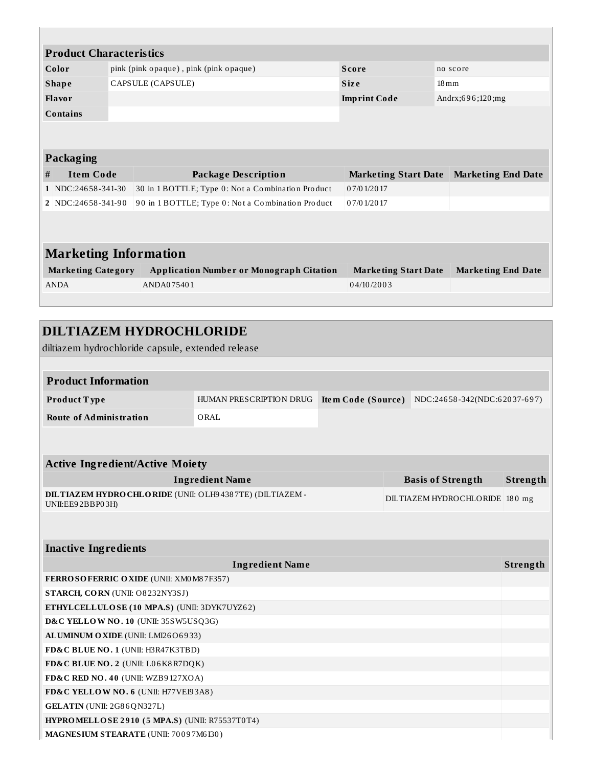### Product Characteristics

| | | | |
|---|---|---|---|
| **Color** | pink (pink opaque) , pink (pink opaque) | **Score** | no score |
| **Shape** | CAPSULE (CAPSULE) | **Size** | 18mm |
| **Flavor** | | **Imprint Code** | Andrx;696;120;mg |
| **Contains** | | | |

### Packaging

| # | Item Code | Package Description | Marketing Start Date | Marketing End Date |
|---|---|---|---|---|
| 1 | NDC:24658-341-30 | 30 in 1 BOTTLE; Type 0: Not a Combination Product | 07/01/2017 | |
| 2 | NDC:24658-341-90 | 90 in 1 BOTTLE; Type 0: Not a Combination Product | 07/01/2017 | |

### Marketing Information

| Marketing Category | Application Number or Monograph Citation | Marketing Start Date | Marketing End Date |
|---|---|---|---|
| ANDA | ANDA075401 | 04/10/2003 | |

## DILTIAZEM HYDROCHLORIDE

diltiazem hydrochloride capsule, extended release

### Product Information

| | | | |
|---|---|---|---|
| **Product Type** | HUMAN PRESCRIPTION DRUG | **Item Code (Source)** | NDC:24658-342(NDC:62037-697) |
| **Route of Administration** | ORAL | | |

### Active Ingredient/Active Moiety

| Ingredient Name | Basis of Strength | Strength |
|---|---|---|
| **DILTIAZEM HYDROCHLORIDE** (UNII: OLH94387TE) (DILTIAZEM - UNII:EE92BBP03H) | DILTIAZEM HYDROCHLORIDE | 180 mg |

### Inactive Ingredients

| Ingredient Name | Strength |
|---|---|
| **FERROSOFERRIC OXIDE** (UNII: XM0M87F357) | |
| **STARCH, CORN** (UNII: O8232NY3SJ) | |
| **ETHYLCELLULOSE (10 MPA.S)** (UNII: 3DYK7UYZ62) | |
| **D&C YELLOW NO. 10** (UNII: 35SW5USQ3G) | |
| **ALUMINUM OXIDE** (UNII: LMI26O6933) | |
| **FD&C BLUE NO. 1** (UNII: H3R47K3TBD) | |
| **FD&C BLUE NO. 2** (UNII: L06K8R7DQK) | |
| **FD&C RED NO. 40** (UNII: WZB9127XOA) | |
| **FD&C YELLOW NO. 6** (UNII: H77VEI93A8) | |
| **GELATIN** (UNII: 2G86QN327L) | |
| **HYPROMELLOSE 2910 (5 MPA.S)** (UNII: R75537T0T4) | |
| **MAGNESIUM STEARATE** (UNII: 70097M6I30) | |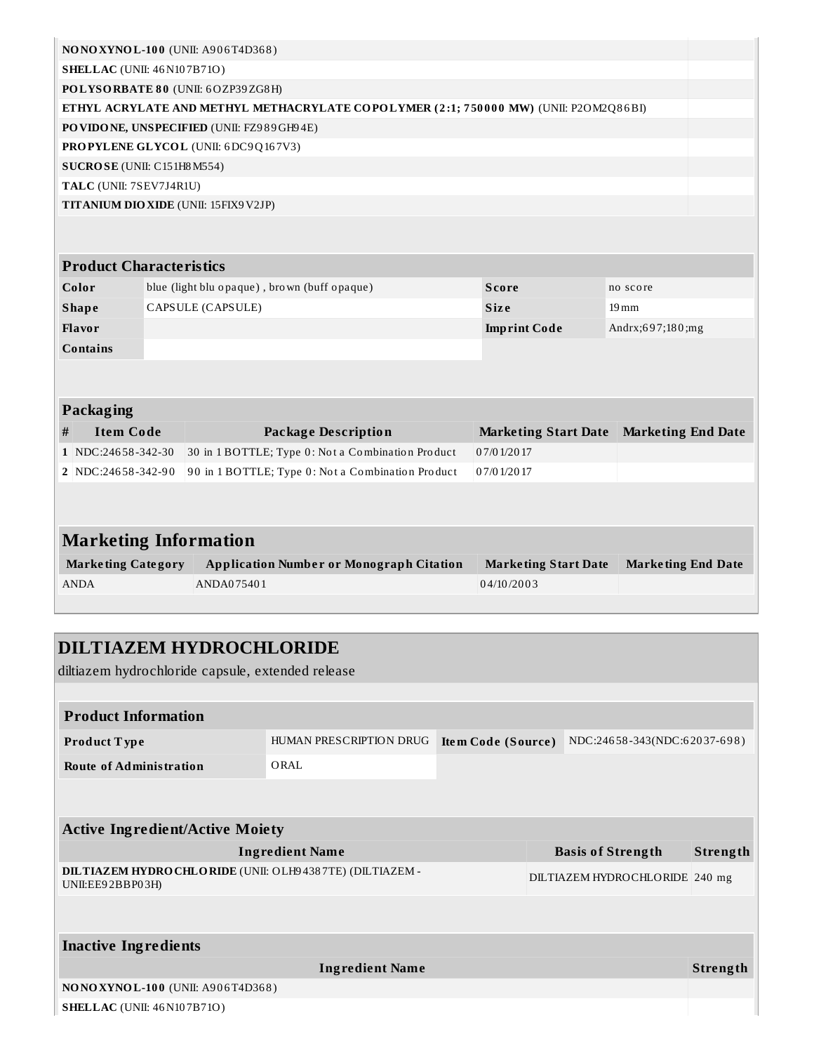| Ingredient Name | Strength |
|---|---|
| **NONOXYNOL-100** (UNII: A906T4D368) | |
| **SHELLAC** (UNII: 46N107B71O) | |
| **POLYSORBATE 80** (UNII: 6OZP39ZG8H) | |
| **ETHYL ACRYLATE AND METHYL METHACRYLATE COPOLYMER (2:1; 750000 MW)** (UNII: P2OM2Q86BI) | |
| **POVIDONE, UNSPECIFIED** (UNII: FZ989GH94E) | |
| **PROPYLENE GLYCOL** (UNII: 6DC9Q167V3) | |
| **SUCROSE** (UNII: C151H8M554) | |
| **TALC** (UNII: 7SEV7J4R1U) | |
| **TITANIUM DIOXIDE** (UNII: 15FIX9V2JP) | |

| Product Characteristics | | | |
|---|---|---|---|
| **Color** | blue (light blu opaque) , brown (buff opaque) | **Score** | no score |
| **Shape** | CAPSULE (CAPSULE) | **Size** | 19mm |
| **Flavor** | | **Imprint Code** | Andrx;697;180;mg |
| **Contains** | | | |

### Packaging

| # | Item Code | Package Description | Marketing Start Date | Marketing End Date |
|---|---|---|---|---|
| 1 | NDC:24658-342-30 | 30 in 1 BOTTLE; Type 0: Not a Combination Product | 07/01/2017 | |
| 2 | NDC:24658-342-90 | 90 in 1 BOTTLE; Type 0: Not a Combination Product | 07/01/2017 | |

## Marketing Information

| Marketing Category | Application Number or Monograph Citation | Marketing Start Date | Marketing End Date |
|---|---|---|---|
| ANDA | ANDA075401 | 04/10/2003 | |

## DILTIAZEM HYDROCHLORIDE

diltiazem hydrochloride capsule, extended release

| Product Information | | | |
|---|---|---|---|
| **Product Type** | HUMAN PRESCRIPTION DRUG | **Item Code (Source)** | NDC:24658-343(NDC:62037-698) |
| **Route of Administration** | ORAL | | |

### Active Ingredient/Active Moiety

| Ingredient Name | Basis of Strength | Strength |
|---|---|---|
| **DILTIAZEM HYDROCHLORIDE** (UNII: OLH94387TE) (DILTIAZEM - UNII:EE92BBP03H) | DILTIAZEM HYDROCHLORIDE | 240 mg |

### Inactive Ingredients

| Ingredient Name | Strength |
|---|---|
| **NONOXYNOL-100** (UNII: A906T4D368) | |
| **SHELLAC** (UNII: 46N107B71O) | |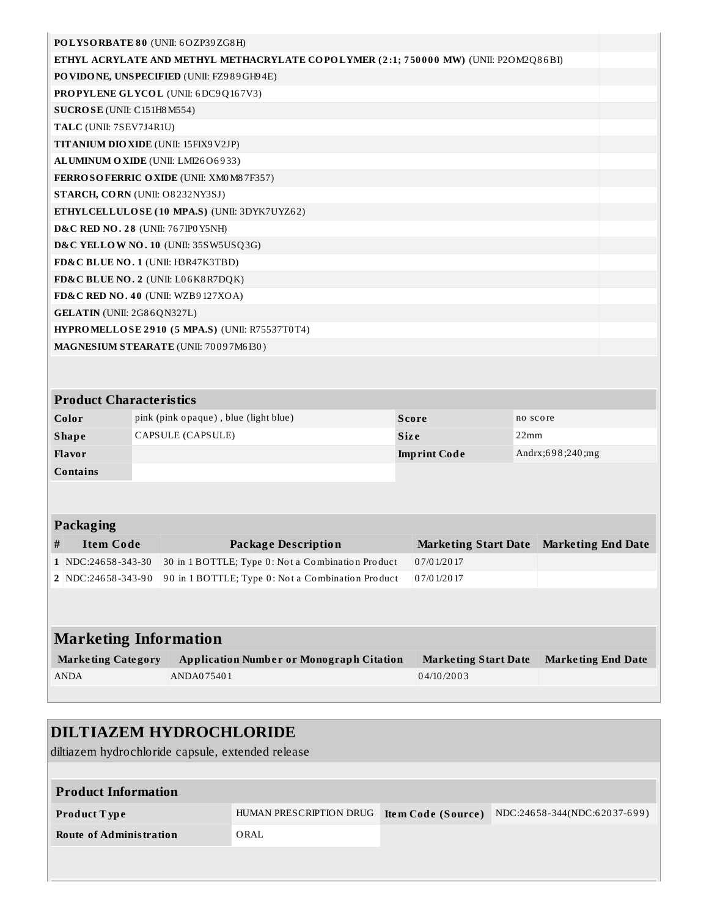| | |
|---|---|
| **POLYSORBATE 80** (UNII: 6OZP39ZG8H) | |
| **ETHYL ACRYLATE AND METHYL METHACRYLATE COPOLYMER (2:1; 750000 MW)** (UNII: P2OM2Q86BI) | |
| **POVIDONE, UNSPECIFIED** (UNII: FZ989GH94E) | |
| **PROPYLENE GLYCOL** (UNII: 6DC9Q167V3) | |
| **SUCROSE** (UNII: C151H8M554) | |
| **TALC** (UNII: 7SEV7J4R1U) | |
| **TITANIUM DIOXIDE** (UNII: 15FIX9V2JP) | |
| **ALUMINUM OXIDE** (UNII: LMI26O6933) | |
| **FERROSOFERRIC OXIDE** (UNII: XM0M87F357) | |
| **STARCH, CORN** (UNII: O8232NY3SJ) | |
| **ETHYLCELLULOSE (10 MPA.S)** (UNII: 3DYK7UYZ62) | |
| **D&C RED NO. 28** (UNII: 767IP0Y5NH) | |
| **D&C YELLOW NO. 10** (UNII: 35SW5USQ3G) | |
| **FD&C BLUE NO. 1** (UNII: H3R47K3TBD) | |
| **FD&C BLUE NO. 2** (UNII: L06K8R7DQK) | |
| **FD&C RED NO. 40** (UNII: WZB9127XOA) | |
| **GELATIN** (UNII: 2G86QN327L) | |
| **HYPROMELLOSE 2910 (5 MPA.S)** (UNII: R75537T0T4) | |
| **MAGNESIUM STEARATE** (UNII: 70097M6I30) | |

| Product Characteristics | | | |
|---|---|---|---|
| **Color** | pink (pink opaque) , blue (light blue) | **Score** | no score |
| **Shape** | CAPSULE (CAPSULE) | **Size** | 22mm |
| **Flavor** | | **Imprint Code** | Andrx;698;240;mg |
| **Contains** | | | |

### Packaging

| # | Item Code | Package Description | Marketing Start Date | Marketing End Date |
|---|---|---|---|---|
| 1 | NDC:24658-343-30 | 30 in 1 BOTTLE; Type 0: Not a Combination Product | 07/01/2017 | |
| 2 | NDC:24658-343-90 | 90 in 1 BOTTLE; Type 0: Not a Combination Product | 07/01/2017 | |

## Marketing Information

| Marketing Category | Application Number or Monograph Citation | Marketing Start Date | Marketing End Date |
|---|---|---|---|
| ANDA | ANDA075401 | 04/10/2003 | |

# DILTIAZEM HYDROCHLORIDE

diltiazem hydrochloride capsule, extended release

| Product Information | | | |
|---|---|---|---|
| **Product Type** | HUMAN PRESCRIPTION DRUG | **Item Code (Source)** | NDC:24658-344(NDC:62037-699) |
| **Route of Administration** | ORAL | | |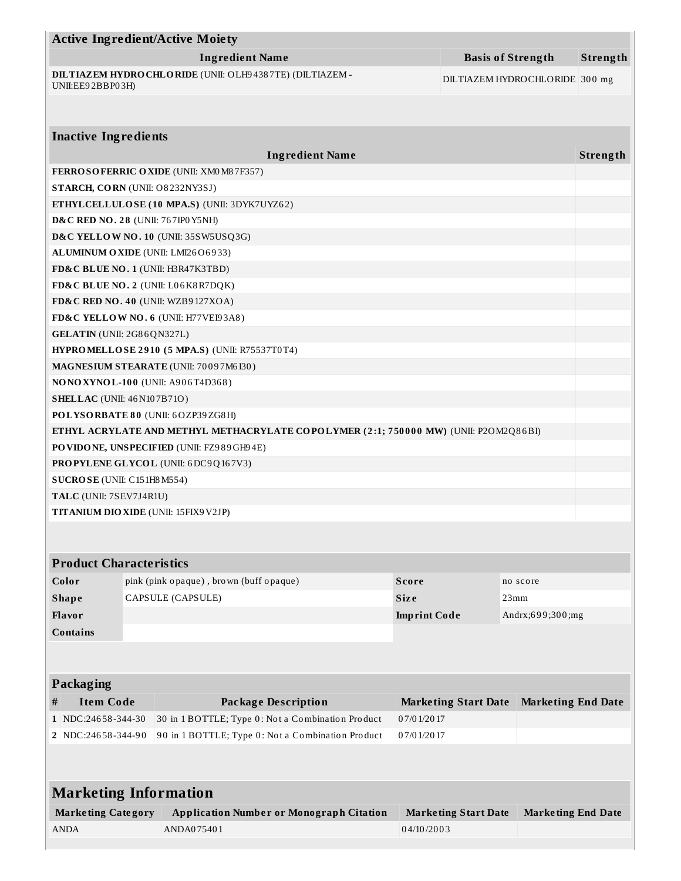## Active Ingredient/Active Moiety

| Ingredient Name | Basis of Strength | Strength |
|---|---|---|
| **DILTIAZEM HYDROCHLORIDE** (UNII: OLH94387TE) (DILTIAZEM - UNII:EE92BBP03H) | DILTIAZEM HYDROCHLORIDE | 300 mg |

## Inactive Ingredients

| Ingredient Name | Strength |
|---|---|
| **FERROSOFERRIC OXIDE** (UNII: XM0M87F357) | |
| **STARCH, CORN** (UNII: O8232NY3SJ) | |
| **ETHYLCELLULOSE (10 MPA.S)** (UNII: 3DYK7UYZ62) | |
| **D&C RED NO. 28** (UNII: 767IP0Y5NH) | |
| **D&C YELLOW NO. 10** (UNII: 35SW5USQ3G) | |
| **ALUMINUM OXIDE** (UNII: LMI26O6933) | |
| **FD&C BLUE NO. 1** (UNII: H3R47K3TBD) | |
| **FD&C BLUE NO. 2** (UNII: L06K8R7DQK) | |
| **FD&C RED NO. 40** (UNII: WZB9127XOA) | |
| **FD&C YELLOW NO. 6** (UNII: H77VEI93A8) | |
| **GELATIN** (UNII: 2G86QN327L) | |
| **HYPROMELLOSE 2910 (5 MPA.S)** (UNII: R75537T0T4) | |
| **MAGNESIUM STEARATE** (UNII: 70097M6I30) | |
| **NONOXYNOL-100** (UNII: A906T4D368) | |
| **SHELLAC** (UNII: 46N107B71O) | |
| **POLYSORBATE 80** (UNII: 6OZP39ZG8H) | |
| **ETHYL ACRYLATE AND METHYL METHACRYLATE COPOLYMER (2:1; 750000 MW)** (UNII: P2OM2Q86BI) | |
| **POVIDONE, UNSPECIFIED** (UNII: FZ989GH94E) | |
| **PROPYLENE GLYCOL** (UNII: 6DC9Q167V3) | |
| **SUCROSE** (UNII: C151H8M554) | |
| **TALC** (UNII: 7SEV7J4R1U) | |
| **TITANIUM DIOXIDE** (UNII: 15FIX9V2JP) | |

## Product Characteristics

| | | | |
|---|---|---|---|
| **Color** | pink (pink opaque) , brown (buff opaque) | **Score** | no score |
| **Shape** | CAPSULE (CAPSULE) | **Size** | 23mm |
| **Flavor** | | **Imprint Code** | Andrx;699;300;mg |
| **Contains** | | | |

## Packaging

| # | Item Code | Package Description | Marketing Start Date | Marketing End Date |
|---|---|---|---|---|
| 1 | NDC:24658-344-30 | 30 in 1 BOTTLE; Type 0: Not a Combination Product | 07/01/2017 | |
| 2 | NDC:24658-344-90 | 90 in 1 BOTTLE; Type 0: Not a Combination Product | 07/01/2017 | |

## Marketing Information

| Marketing Category | Application Number or Monograph Citation | Marketing Start Date | Marketing End Date |
|---|---|---|---|
| ANDA | ANDA075401 | 04/10/2003 | |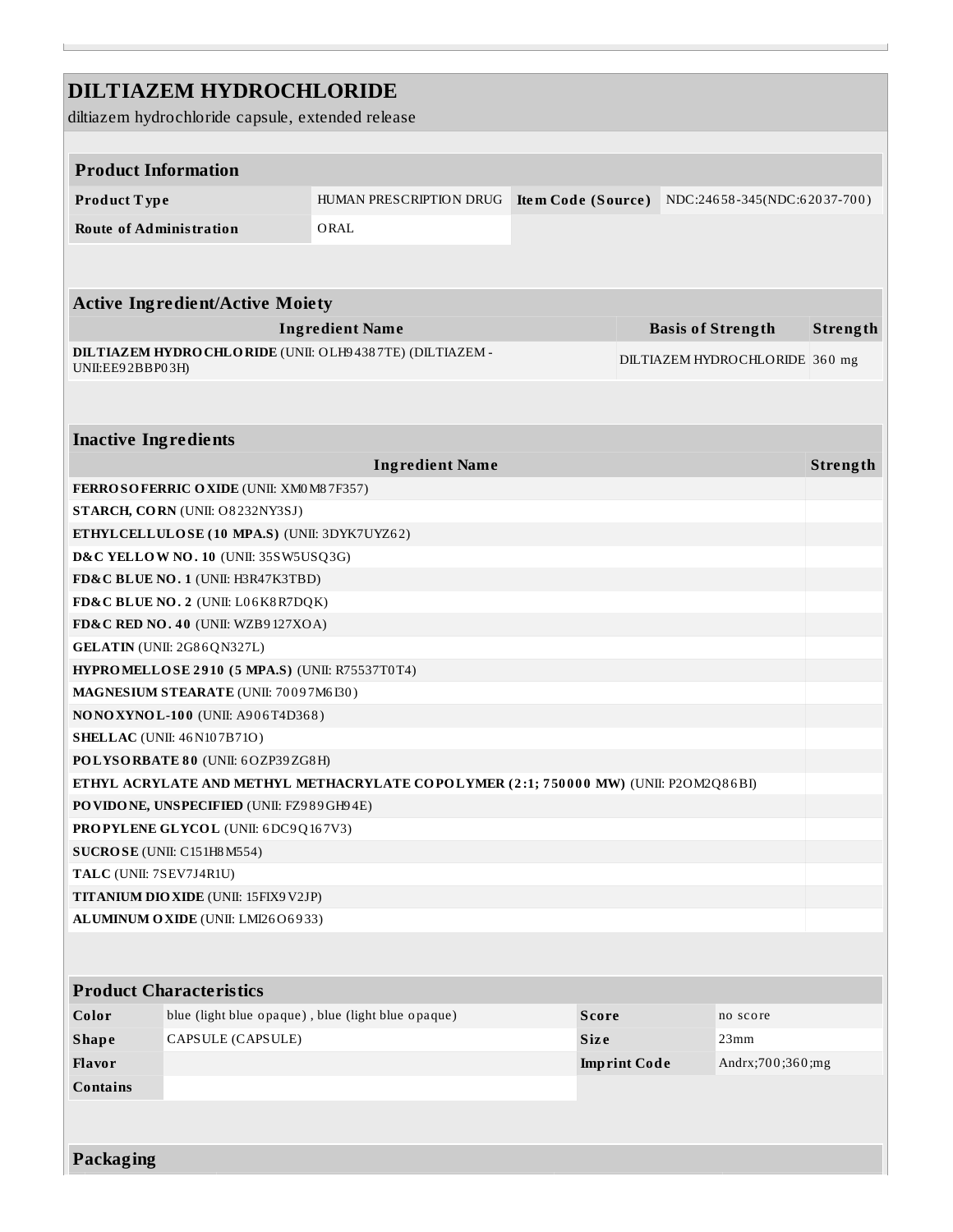# DILTIAZEM HYDROCHLORIDE

diltiazem hydrochloride capsule, extended release

| Product Information | | | |
|---|---|---|---|
| **Product Type** | HUMAN PRESCRIPTION DRUG | **Item Code (Source)** | NDC:24658-345(NDC:62037-700) |
| **Route of Administration** | ORAL | | |

| Active Ingredient/Active Moiety | | |
|---|---|---|
| **Ingredient Name** | **Basis of Strength** | **Strength** |
| **DILTIAZEM HYDROCHLORIDE** (UNII: OLH94387TE) (DILTIAZEM - UNII:EE92BBP03H) | DILTIAZEM HYDROCHLORIDE | 360 mg |

| Inactive Ingredients | |
|---|---|
| **Ingredient Name** | **Strength** |
| **FERROSOFERRIC OXIDE** (UNII: XM0M87F357) | |
| **STARCH, CORN** (UNII: O8232NY3SJ) | |
| **ETHYLCELLULOSE (10 MPA.S)** (UNII: 3DYK7UYZ62) | |
| **D&C YELLOW NO. 10** (UNII: 35SW5USQ3G) | |
| **FD&C BLUE NO. 1** (UNII: H3R47K3TBD) | |
| **FD&C BLUE NO. 2** (UNII: L06K8R7DQK) | |
| **FD&C RED NO. 40** (UNII: WZB9127XOA) | |
| **GELATIN** (UNII: 2G86QN327L) | |
| **HYPROMELLOSE 2910 (5 MPA.S)** (UNII: R75537T0T4) | |
| **MAGNESIUM STEARATE** (UNII: 70097M6I30) | |
| **NONOXYNOL-100** (UNII: A906T4D368) | |
| **SHELLAC** (UNII: 46N107B71O) | |
| **POLYSORBATE 80** (UNII: 6OZP39ZG8H) | |
| **ETHYL ACRYLATE AND METHYL METHACRYLATE COPOLYMER (2:1; 750000 MW)** (UNII: P2OM2Q86BI) | |
| **POVIDONE, UNSPECIFIED** (UNII: FZ989GH94E) | |
| **PROPYLENE GLYCOL** (UNII: 6DC9Q167V3) | |
| **SUCROSE** (UNII: C151H8M554) | |
| **TALC** (UNII: 7SEV7J4R1U) | |
| **TITANIUM DIOXIDE** (UNII: 15FIX9V2JP) | |
| **ALUMINUM OXIDE** (UNII: LMI26O6933) | |

| Product Characteristics | | | |
|---|---|---|---|
| **Color** | blue (light blue opaque) , blue (light blue opaque) | **Score** | no score |
| **Shape** | CAPSULE (CAPSULE) | **Size** | 23mm |
| **Flavor** | | **Imprint Code** | Andrx;700;360;mg |
| **Contains** | | | |

## Packaging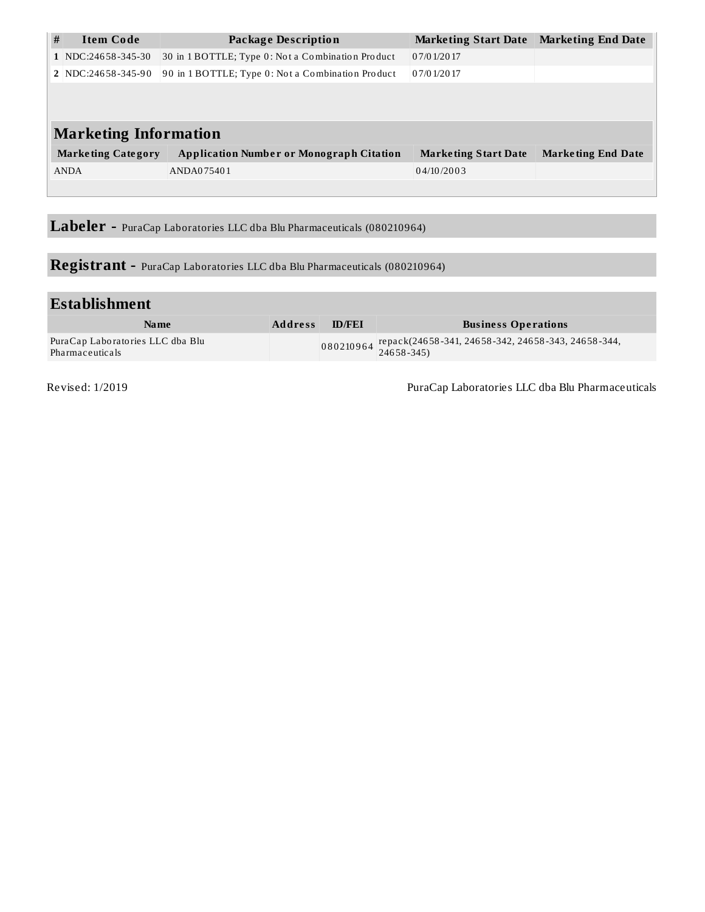| # | Item Code | Package Description | Marketing Start Date | Marketing End Date |
|---|---|---|---|---|
| 1 | NDC:24658-345-30 | 30 in 1 BOTTLE; Type 0: Not a Combination Product | 07/01/2017 | |
| 2 | NDC:24658-345-90 | 90 in 1 BOTTLE; Type 0: Not a Combination Product | 07/01/2017 | |

## Marketing Information

| Marketing Category | Application Number or Monograph Citation | Marketing Start Date | Marketing End Date |
|---|---|---|---|
| ANDA | ANDA075401 | 04/10/2003 | |

## Labeler - PuraCap Laboratories LLC dba Blu Pharmaceuticals (080210964)

## Registrant - PuraCap Laboratories LLC dba Blu Pharmaceuticals (080210964)

## Establishment

| Name | Address | ID/FEI | Business Operations |
|---|---|---|---|
| PuraCap Laboratories LLC dba Blu Pharmaceuticals | | 080210964 | repack(24658-341, 24658-342, 24658-343, 24658-344, 24658-345) |

Revised: 1/2019

PuraCap Laboratories LLC dba Blu Pharmaceuticals